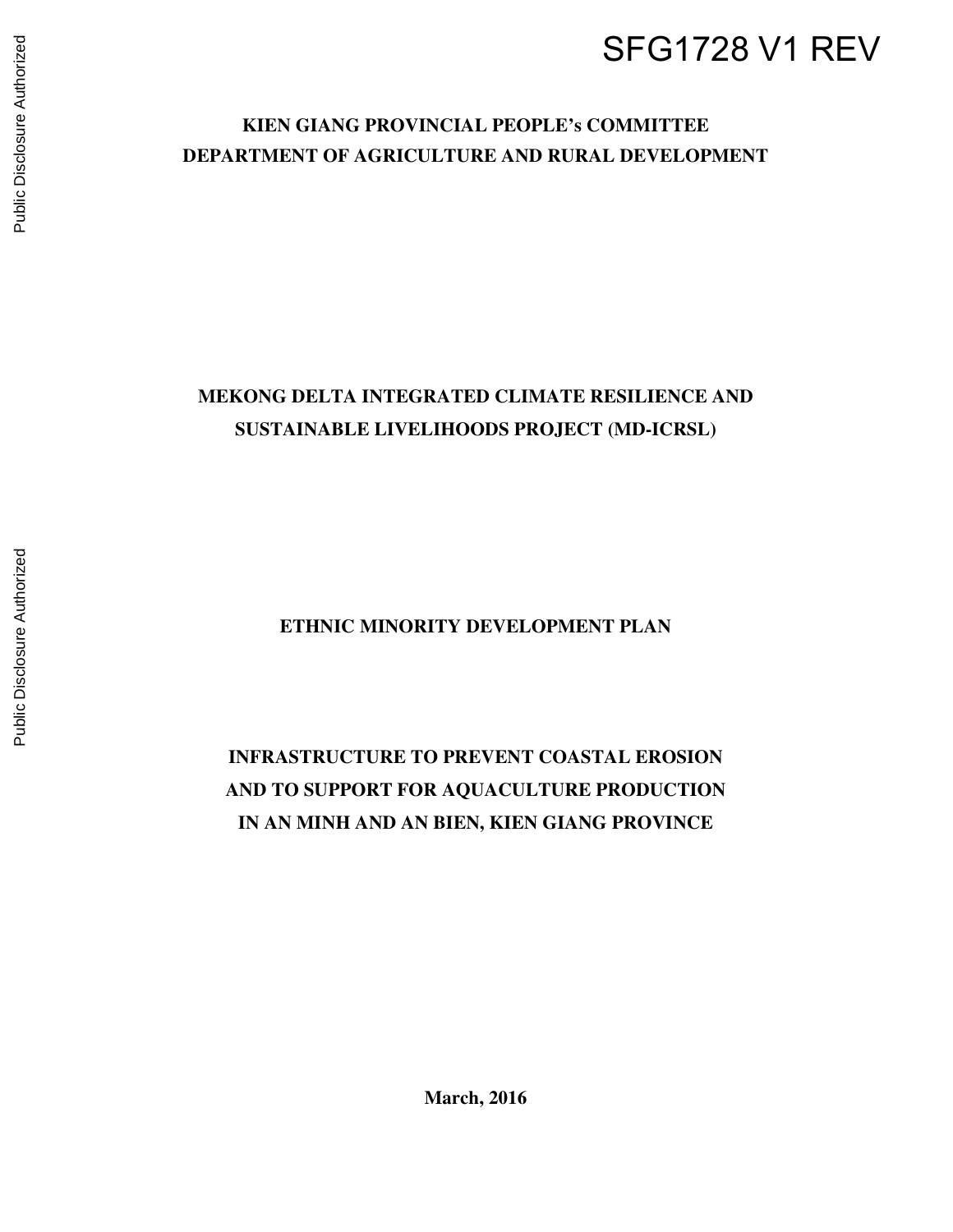SFG1728 V1 REV

**KIEN GIANG PROVINCIAL PEOPLE's COMMITTEE**
**DEPARTMENT OF AGRICULTURE AND RURAL DEVELOPMENT**

# MEKONG DELTA INTEGRATED CLIMATE RESILIENCE AND SUSTAINABLE LIVELIHOODS PROJECT (MD-ICRSL)

## ETHNIC MINORITY DEVELOPMENT PLAN

## INFRASTRUCTURE TO PREVENT COASTAL EROSION AND TO SUPPORT FOR AQUACULTURE PRODUCTION IN AN MINH AND AN BIEN, KIEN GIANG PROVINCE

**March, 2016**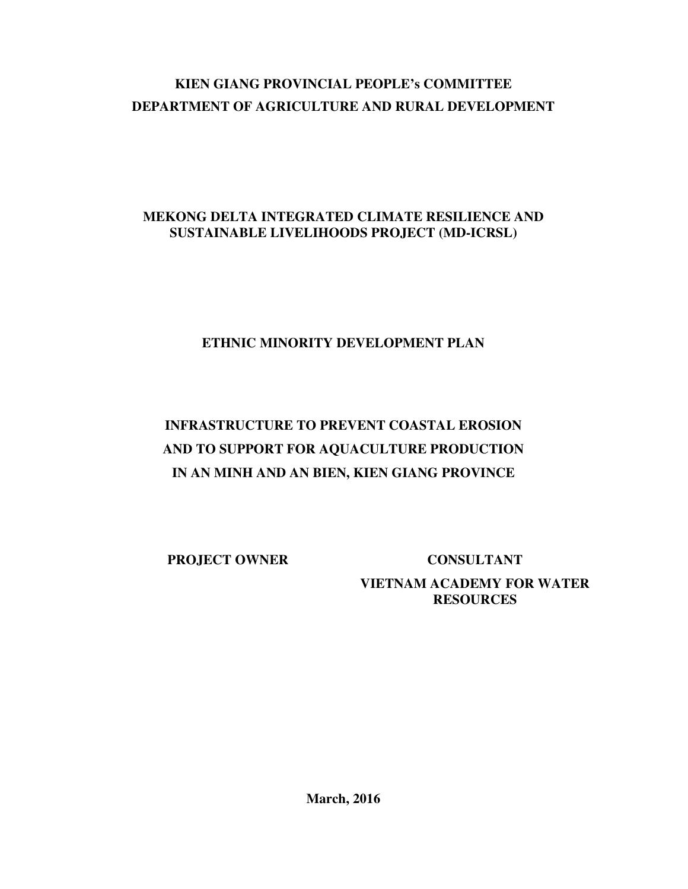**KIEN GIANG PROVINCIAL PEOPLE's COMMITTEE**
**DEPARTMENT OF AGRICULTURE AND RURAL DEVELOPMENT**

**MEKONG DELTA INTEGRATED CLIMATE RESILIENCE AND SUSTAINABLE LIVELIHOODS PROJECT (MD-ICRSL)**

**ETHNIC MINORITY DEVELOPMENT PLAN**

**INFRASTRUCTURE TO PREVENT COASTAL EROSION AND TO SUPPORT FOR AQUACULTURE PRODUCTION IN AN MINH AND AN BIEN, KIEN GIANG PROVINCE**

| **PROJECT OWNER** | **CONSULTANT** |
|---|---|
| | **VIETNAM ACADEMY FOR WATER RESOURCES** |

**March, 2016**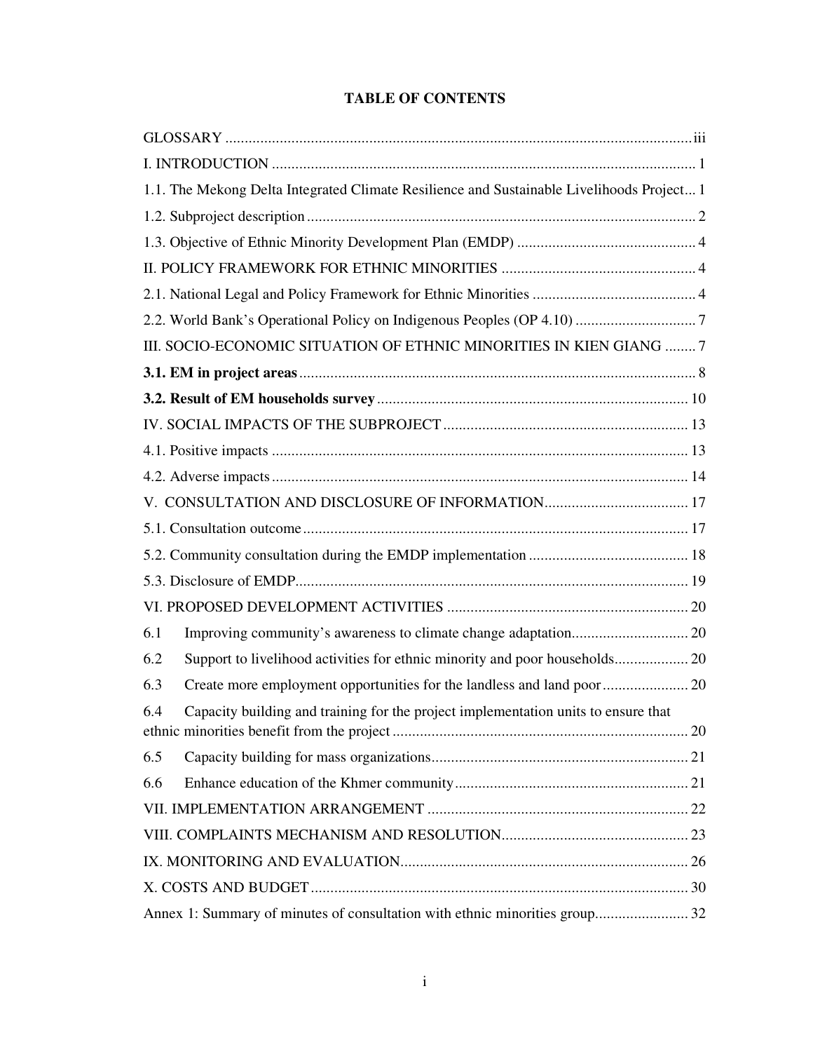# TABLE OF CONTENTS

GLOSSARY ........ iii

I. INTRODUCTION ........ 1

1.1. The Mekong Delta Integrated Climate Resilience and Sustainable Livelihoods Project... 1

1.2. Subproject description ........ 2

1.3. Objective of Ethnic Minority Development Plan (EMDP) ........ 4

II. POLICY FRAMEWORK FOR ETHNIC MINORITIES ........ 4

2.1. National Legal and Policy Framework for Ethnic Minorities ........ 4

2.2. World Bank's Operational Policy on Indigenous Peoples (OP 4.10) ........ 7

III. SOCIO-ECONOMIC SITUATION OF ETHNIC MINORITIES IN KIEN GIANG ........ 7

**3.1. EM in project areas** ........ 8

**3.2. Result of EM households survey** ........ 10

IV. SOCIAL IMPACTS OF THE SUBPROJECT ........ 13

4.1. Positive impacts ........ 13

4.2. Adverse impacts ........ 14

V. CONSULTATION AND DISCLOSURE OF INFORMATION ........ 17

5.1. Consultation outcome ........ 17

5.2. Community consultation during the EMDP implementation ........ 18

5.3. Disclosure of EMDP ........ 19

VI. PROPOSED DEVELOPMENT ACTIVITIES ........ 20

6.1 Improving community's awareness to climate change adaptation ........ 20

6.2 Support to livelihood activities for ethnic minority and poor households ........ 20

6.3 Create more employment opportunities for the landless and land poor ........ 20

6.4 Capacity building and training for the project implementation units to ensure that ethnic minorities benefit from the project ........ 20

6.5 Capacity building for mass organizations ........ 21

6.6 Enhance education of the Khmer community ........ 21

VII. IMPLEMENTATION ARRANGEMENT ........ 22

VIII. COMPLAINTS MECHANISM AND RESOLUTION ........ 23

IX. MONITORING AND EVALUATION ........ 26

X. COSTS AND BUDGET ........ 30

Annex 1: Summary of minutes of consultation with ethnic minorities group ........ 32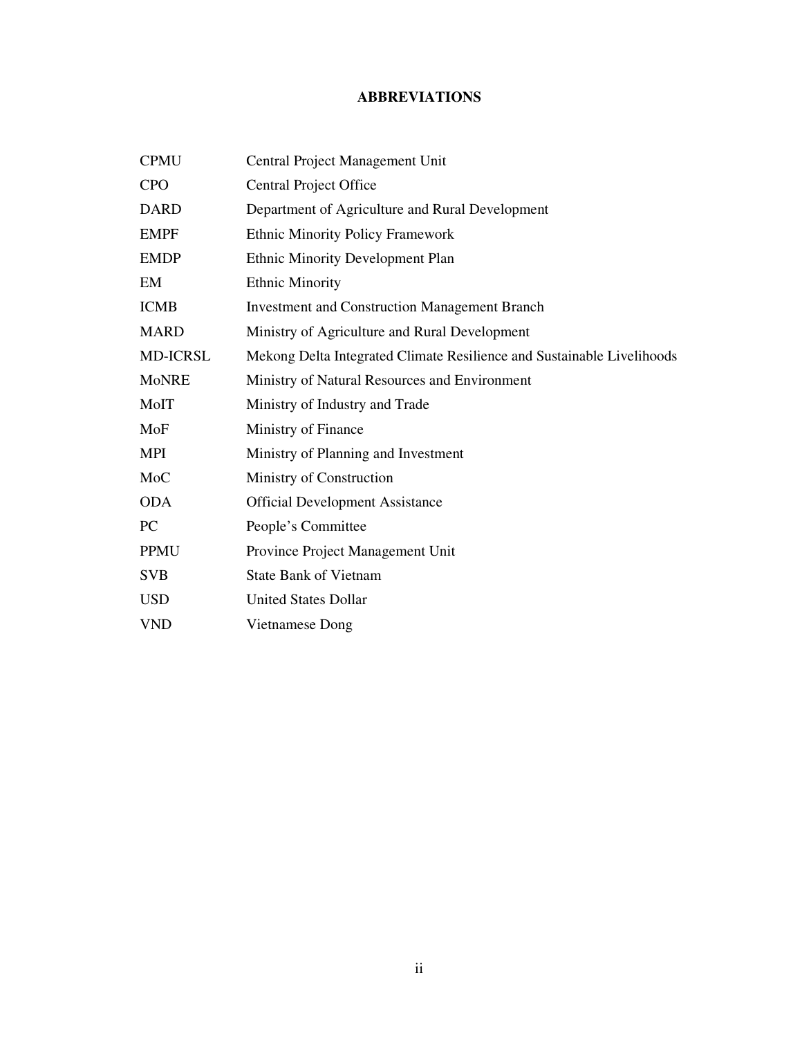# ABBREVIATIONS

| | |
|---|---|
| CPMU | Central Project Management Unit |
| CPO | Central Project Office |
| DARD | Department of Agriculture and Rural Development |
| EMPF | Ethnic Minority Policy Framework |
| EMDP | Ethnic Minority Development Plan |
| EM | Ethnic Minority |
| ICMB | Investment and Construction Management Branch |
| MARD | Ministry of Agriculture and Rural Development |
| MD-ICRSL | Mekong Delta Integrated Climate Resilience and Sustainable Livelihoods |
| MoNRE | Ministry of Natural Resources and Environment |
| MoIT | Ministry of Industry and Trade |
| MoF | Ministry of Finance |
| MPI | Ministry of Planning and Investment |
| MoC | Ministry of Construction |
| ODA | Official Development Assistance |
| PC | People's Committee |
| PPMU | Province Project Management Unit |
| SVB | State Bank of Vietnam |
| USD | United States Dollar |
| VND | Vietnamese Dong |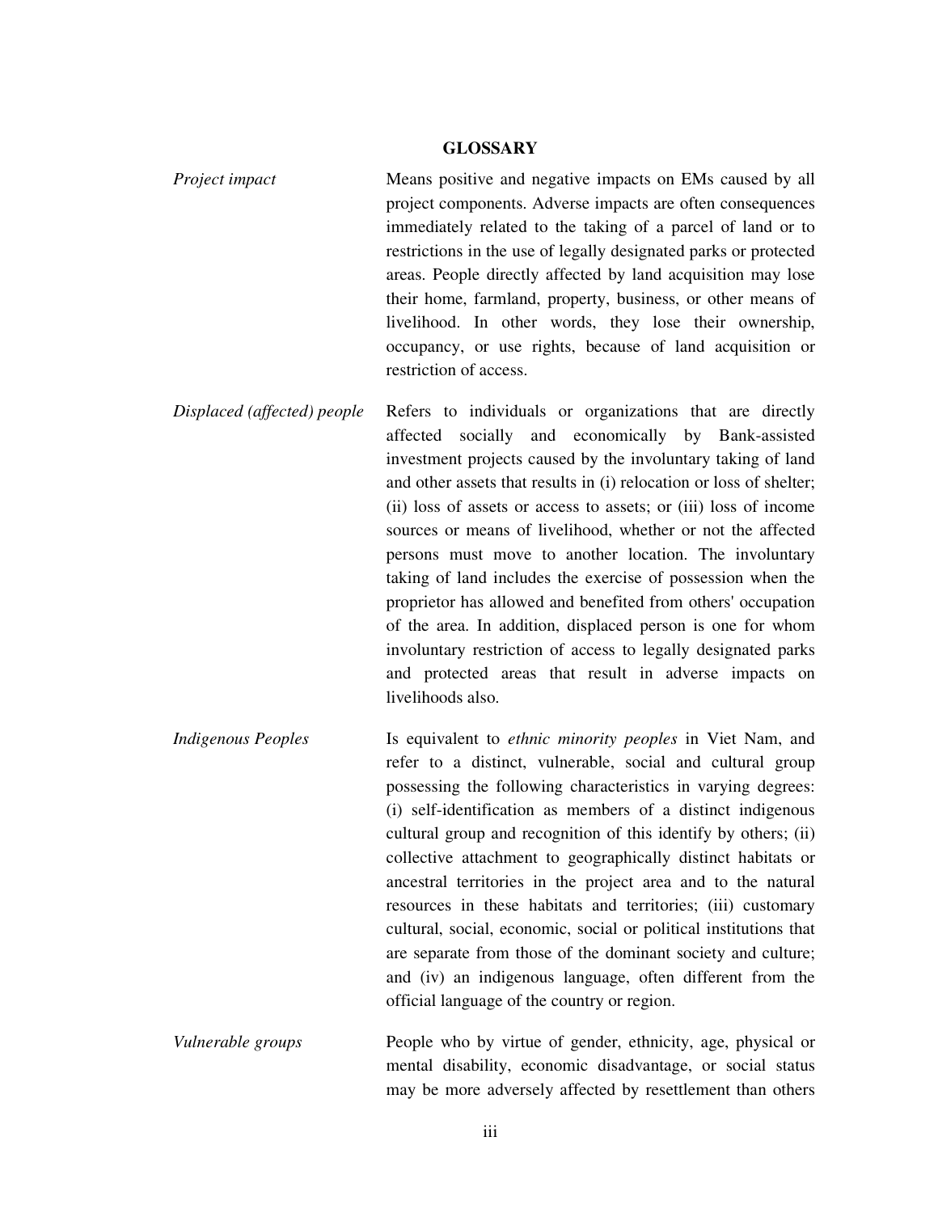# GLOSSARY

| | |
|---|---|
| *Project impact* | Means positive and negative impacts on EMs caused by all project components. Adverse impacts are often consequences immediately related to the taking of a parcel of land or to restrictions in the use of legally designated parks or protected areas. People directly affected by land acquisition may lose their home, farmland, property, business, or other means of livelihood. In other words, they lose their ownership, occupancy, or use rights, because of land acquisition or restriction of access. |
| *Displaced (affected) people* | Refers to individuals or organizations that are directly affected socially and economically by Bank-assisted investment projects caused by the involuntary taking of land and other assets that results in (i) relocation or loss of shelter; (ii) loss of assets or access to assets; or (iii) loss of income sources or means of livelihood, whether or not the affected persons must move to another location. The involuntary taking of land includes the exercise of possession when the proprietor has allowed and benefited from others' occupation of the area. In addition, displaced person is one for whom involuntary restriction of access to legally designated parks and protected areas that result in adverse impacts on livelihoods also. |
| *Indigenous Peoples* | Is equivalent to *ethnic minority peoples* in Viet Nam, and refer to a distinct, vulnerable, social and cultural group possessing the following characteristics in varying degrees: (i) self-identification as members of a distinct indigenous cultural group and recognition of this identify by others; (ii) collective attachment to geographically distinct habitats or ancestral territories in the project area and to the natural resources in these habitats and territories; (iii) customary cultural, social, economic, social or political institutions that are separate from those of the dominant society and culture; and (iv) an indigenous language, often different from the official language of the country or region. |
| *Vulnerable groups* | People who by virtue of gender, ethnicity, age, physical or mental disability, economic disadvantage, or social status may be more adversely affected by resettlement than others |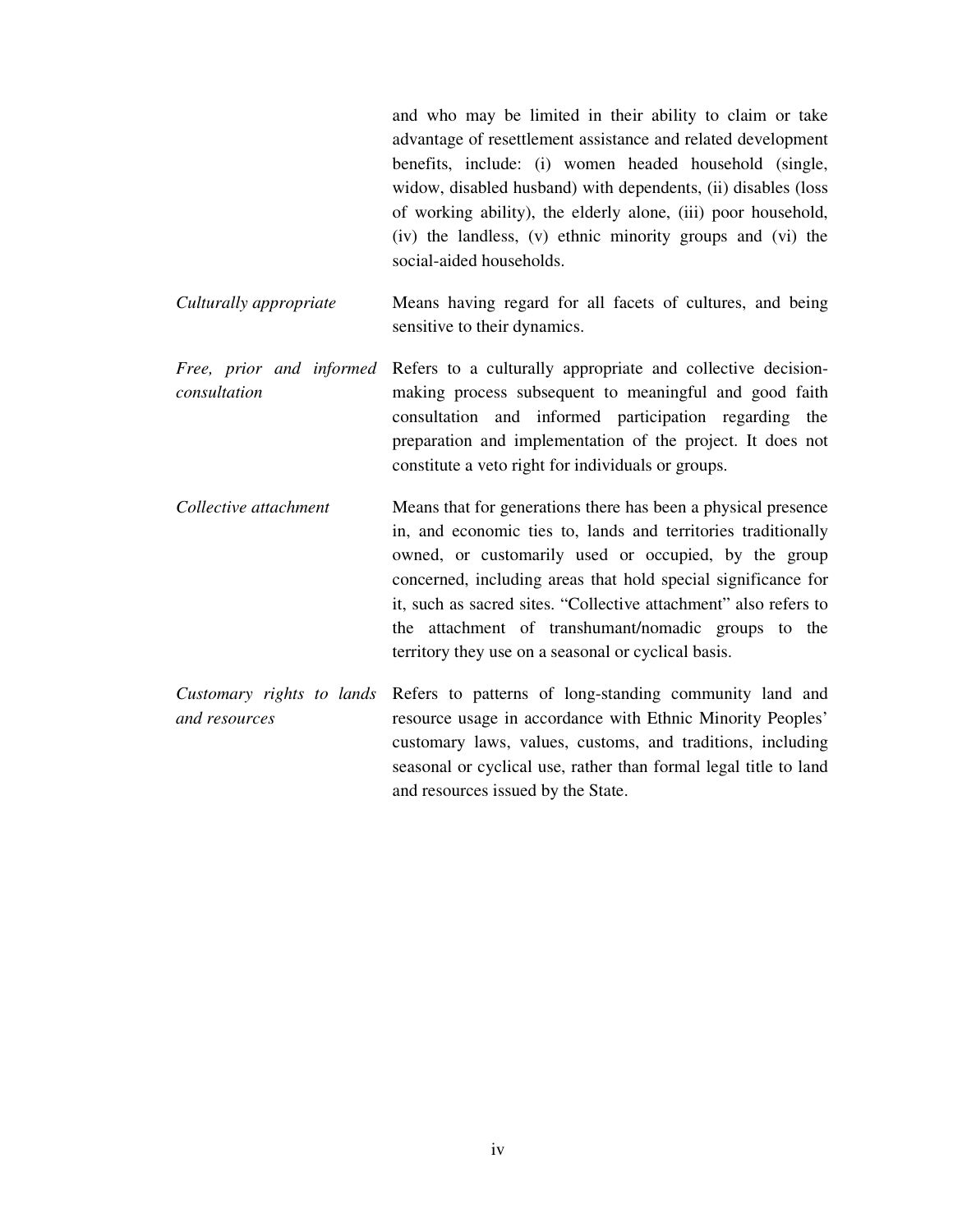and who may be limited in their ability to claim or take advantage of resettlement assistance and related development benefits, include: (i) women headed household (single, widow, disabled husband) with dependents, (ii) disables (loss of working ability), the elderly alone, (iii) poor household, (iv) the landless, (v) ethnic minority groups and (vi) the social-aided households.

| | |
|---|---|
| *Culturally appropriate* | Means having regard for all facets of cultures, and being sensitive to their dynamics. |
| *Free, prior and informed consultation* | Refers to a culturally appropriate and collective decision-making process subsequent to meaningful and good faith consultation and informed participation regarding the preparation and implementation of the project. It does not constitute a veto right for individuals or groups. |
| *Collective attachment* | Means that for generations there has been a physical presence in, and economic ties to, lands and territories traditionally owned, or customarily used or occupied, by the group concerned, including areas that hold special significance for it, such as sacred sites. "Collective attachment" also refers to the attachment of transhumant/nomadic groups to the territory they use on a seasonal or cyclical basis. |
| *Customary rights to lands and resources* | Refers to patterns of long-standing community land and resource usage in accordance with Ethnic Minority Peoples' customary laws, values, customs, and traditions, including seasonal or cyclical use, rather than formal legal title to land and resources issued by the State. |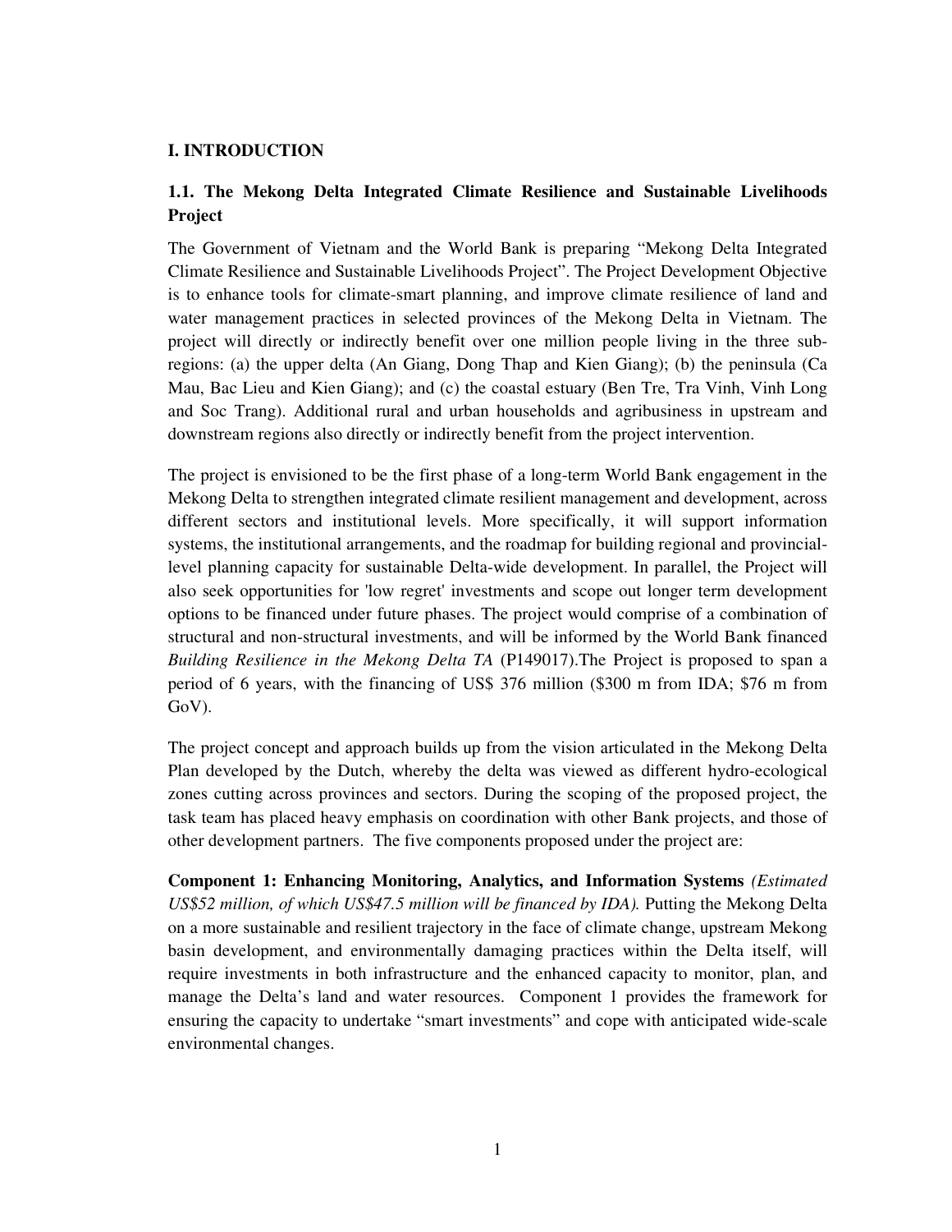# I. INTRODUCTION

## 1.1. The Mekong Delta Integrated Climate Resilience and Sustainable Livelihoods Project

The Government of Vietnam and the World Bank is preparing "Mekong Delta Integrated Climate Resilience and Sustainable Livelihoods Project". The Project Development Objective is to enhance tools for climate-smart planning, and improve climate resilience of land and water management practices in selected provinces of the Mekong Delta in Vietnam. The project will directly or indirectly benefit over one million people living in the three sub-regions: (a) the upper delta (An Giang, Dong Thap and Kien Giang); (b) the peninsula (Ca Mau, Bac Lieu and Kien Giang); and (c) the coastal estuary (Ben Tre, Tra Vinh, Vinh Long and Soc Trang). Additional rural and urban households and agribusiness in upstream and downstream regions also directly or indirectly benefit from the project intervention.

The project is envisioned to be the first phase of a long-term World Bank engagement in the Mekong Delta to strengthen integrated climate resilient management and development, across different sectors and institutional levels. More specifically, it will support information systems, the institutional arrangements, and the roadmap for building regional and provincial-level planning capacity for sustainable Delta-wide development. In parallel, the Project will also seek opportunities for 'low regret' investments and scope out longer term development options to be financed under future phases. The project would comprise of a combination of structural and non-structural investments, and will be informed by the World Bank financed *Building Resilience in the Mekong Delta TA* (P149017).The Project is proposed to span a period of 6 years, with the financing of US$ 376 million ($300 m from IDA; $76 m from GoV).

The project concept and approach builds up from the vision articulated in the Mekong Delta Plan developed by the Dutch, whereby the delta was viewed as different hydro-ecological zones cutting across provinces and sectors. During the scoping of the proposed project, the task team has placed heavy emphasis on coordination with other Bank projects, and those of other development partners. The five components proposed under the project are:

**Component 1: Enhancing Monitoring, Analytics, and Information Systems** *(Estimated US$52 million, of which US$47.5 million will be financed by IDA).* Putting the Mekong Delta on a more sustainable and resilient trajectory in the face of climate change, upstream Mekong basin development, and environmentally damaging practices within the Delta itself, will require investments in both infrastructure and the enhanced capacity to monitor, plan, and manage the Delta's land and water resources. Component 1 provides the framework for ensuring the capacity to undertake "smart investments" and cope with anticipated wide-scale environmental changes.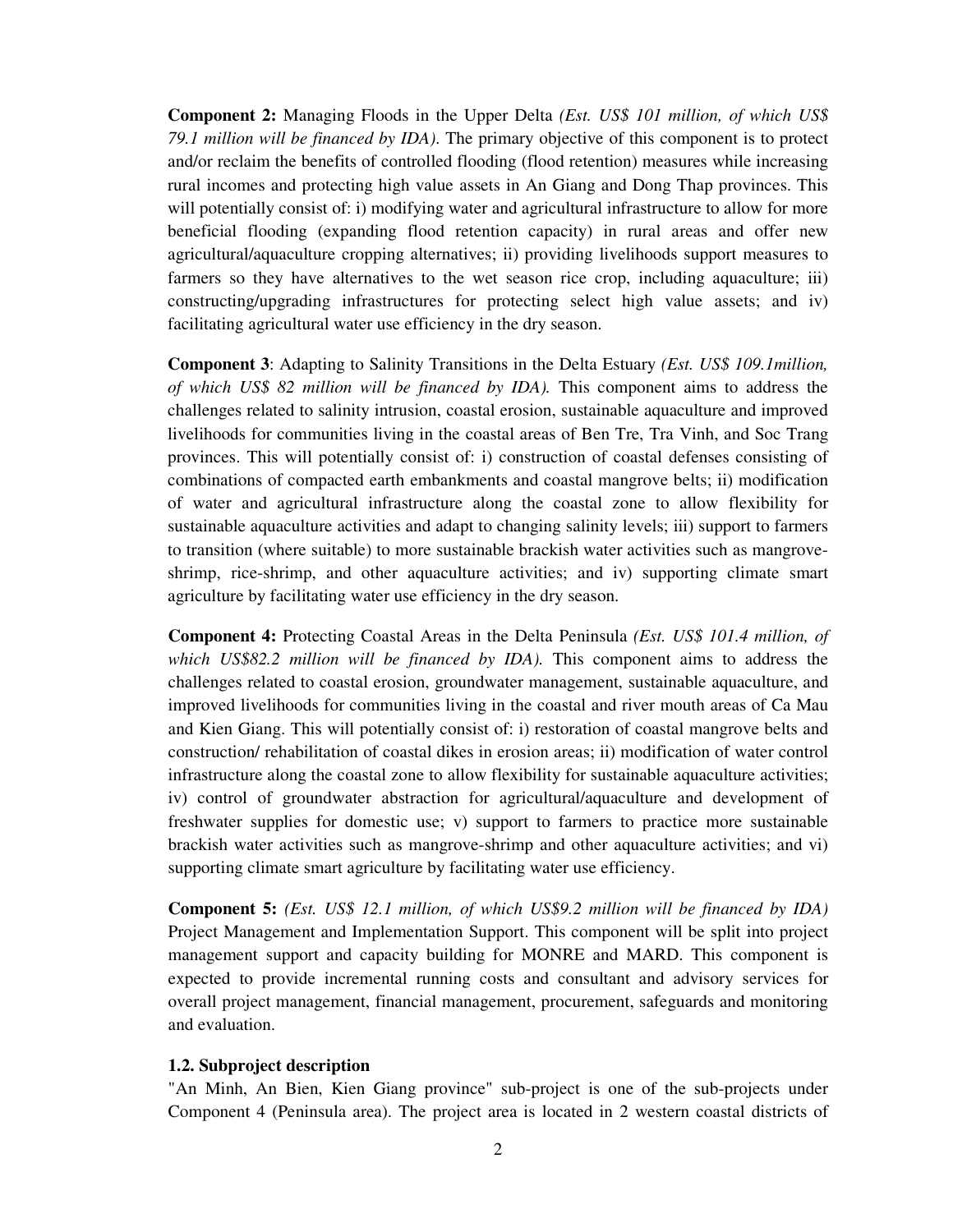**Component 2:** Managing Floods in the Upper Delta *(Est. US$ 101 million, of which US$ 79.1 million will be financed by IDA)*. The primary objective of this component is to protect and/or reclaim the benefits of controlled flooding (flood retention) measures while increasing rural incomes and protecting high value assets in An Giang and Dong Thap provinces. This will potentially consist of: i) modifying water and agricultural infrastructure to allow for more beneficial flooding (expanding flood retention capacity) in rural areas and offer new agricultural/aquaculture cropping alternatives; ii) providing livelihoods support measures to farmers so they have alternatives to the wet season rice crop, including aquaculture; iii) constructing/upgrading infrastructures for protecting select high value assets; and iv) facilitating agricultural water use efficiency in the dry season.

**Component 3**: Adapting to Salinity Transitions in the Delta Estuary *(Est. US$ 109.1million, of which US$ 82 million will be financed by IDA).* This component aims to address the challenges related to salinity intrusion, coastal erosion, sustainable aquaculture and improved livelihoods for communities living in the coastal areas of Ben Tre, Tra Vinh, and Soc Trang provinces. This will potentially consist of: i) construction of coastal defenses consisting of combinations of compacted earth embankments and coastal mangrove belts; ii) modification of water and agricultural infrastructure along the coastal zone to allow flexibility for sustainable aquaculture activities and adapt to changing salinity levels; iii) support to farmers to transition (where suitable) to more sustainable brackish water activities such as mangrove-shrimp, rice-shrimp, and other aquaculture activities; and iv) supporting climate smart agriculture by facilitating water use efficiency in the dry season.

**Component 4:** Protecting Coastal Areas in the Delta Peninsula *(Est. US$ 101.4 million, of which US$82.2 million will be financed by IDA).* This component aims to address the challenges related to coastal erosion, groundwater management, sustainable aquaculture, and improved livelihoods for communities living in the coastal and river mouth areas of Ca Mau and Kien Giang. This will potentially consist of: i) restoration of coastal mangrove belts and construction/ rehabilitation of coastal dikes in erosion areas; ii) modification of water control infrastructure along the coastal zone to allow flexibility for sustainable aquaculture activities; iv) control of groundwater abstraction for agricultural/aquaculture and development of freshwater supplies for domestic use; v) support to farmers to practice more sustainable brackish water activities such as mangrove-shrimp and other aquaculture activities; and vi) supporting climate smart agriculture by facilitating water use efficiency.

**Component 5:** *(Est. US$ 12.1 million, of which US$9.2 million will be financed by IDA)* Project Management and Implementation Support. This component will be split into project management support and capacity building for MONRE and MARD. This component is expected to provide incremental running costs and consultant and advisory services for overall project management, financial management, procurement, safeguards and monitoring and evaluation.

### 1.2. Subproject description

"An Minh, An Bien, Kien Giang province" sub-project is one of the sub-projects under Component 4 (Peninsula area). The project area is located in 2 western coastal districts of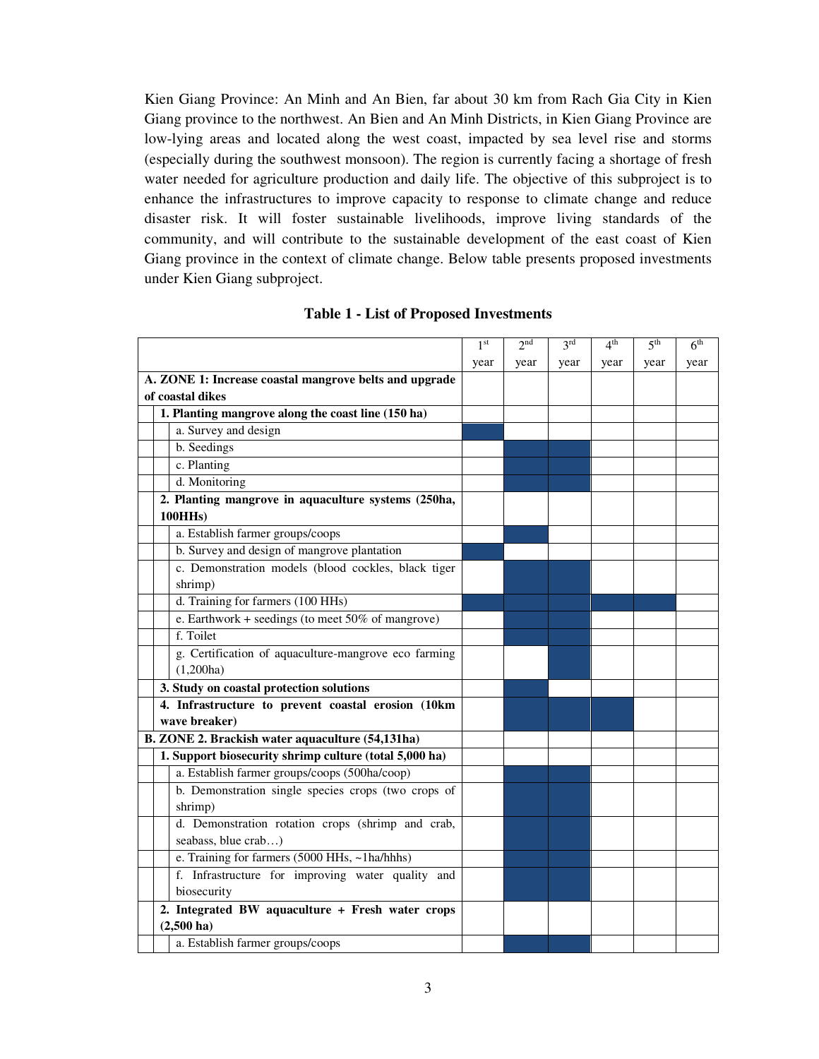Kien Giang Province: An Minh and An Bien, far about 30 km from Rach Gia City in Kien Giang province to the northwest. An Bien and An Minh Districts, in Kien Giang Province are low-lying areas and located along the west coast, impacted by sea level rise and storms (especially during the southwest monsoon). The region is currently facing a shortage of fresh water needed for agriculture production and daily life. The objective of this subproject is to enhance the infrastructures to improve capacity to response to climate change and reduce disaster risk. It will foster sustainable livelihoods, improve living standards of the community, and will contribute to the sustainable development of the east coast of Kien Giang province in the context of climate change. Below table presents proposed investments under Kien Giang subproject.

**Table 1 - List of Proposed Investments**

| | 1st year | 2nd year | 3rd year | 4th year | 5th year | 6th year |
|---|---|---|---|---|---|---|
| **A. ZONE 1: Increase coastal mangrove belts and upgrade of coastal dikes** | | | | | | |
| **1. Planting mangrove along the coast line (150 ha)** | | | | | | |
| a. Survey and design | ■ | | | | | |
| b. Seedings | | ■ | ■ | | | |
| c. Planting | | ■ | ■ | | | |
| d. Monitoring | | ■ | ■ | | | |
| **2. Planting mangrove in aquaculture systems (250ha, 100HHs)** | | | | | | |
| a. Establish farmer groups/coops | | ■ | | | | |
| b. Survey and design of mangrove plantation | ■ | | | | | |
| c. Demonstration models (blood cockles, black tiger shrimp) | | ■ | ■ | | | |
| d. Training for farmers (100 HHs) | ■ | ■ | ■ | ■ | ■ | |
| e. Earthwork + seedings (to meet 50% of mangrove) | | ■ | ■ | | | |
| f. Toilet | | ■ | ■ | | | |
| g. Certification of aquaculture-mangrove eco farming (1,200ha) | | | ■ | | | |
| **3. Study on coastal protection solutions** | | ■ | | | | |
| **4. Infrastructure to prevent coastal erosion (10km wave breaker)** | | ■ | ■ | ■ | | |
| **B. ZONE 2. Brackish water aquaculture (54,131ha)** | | | | | | |
| **1. Support biosecurity shrimp culture (total 5,000 ha)** | | | | | | |
| a. Establish farmer groups/coops (500ha/coop) | | ■ | ■ | | | |
| b. Demonstration single species crops (two crops of shrimp) | | ■ | ■ | | | |
| d. Demonstration rotation crops (shrimp and crab, seabass, blue crab…) | | ■ | ■ | | | |
| e. Training for farmers (5000 HHs, ~1ha/hhhs) | | ■ | ■ | | | |
| f. Infrastructure for improving water quality and biosecurity | | ■ | ■ | | | |
| **2. Integrated BW aquaculture + Fresh water crops (2,500 ha)** | | | | | | |
| a. Establish farmer groups/coops | | ■ | ■ | | | |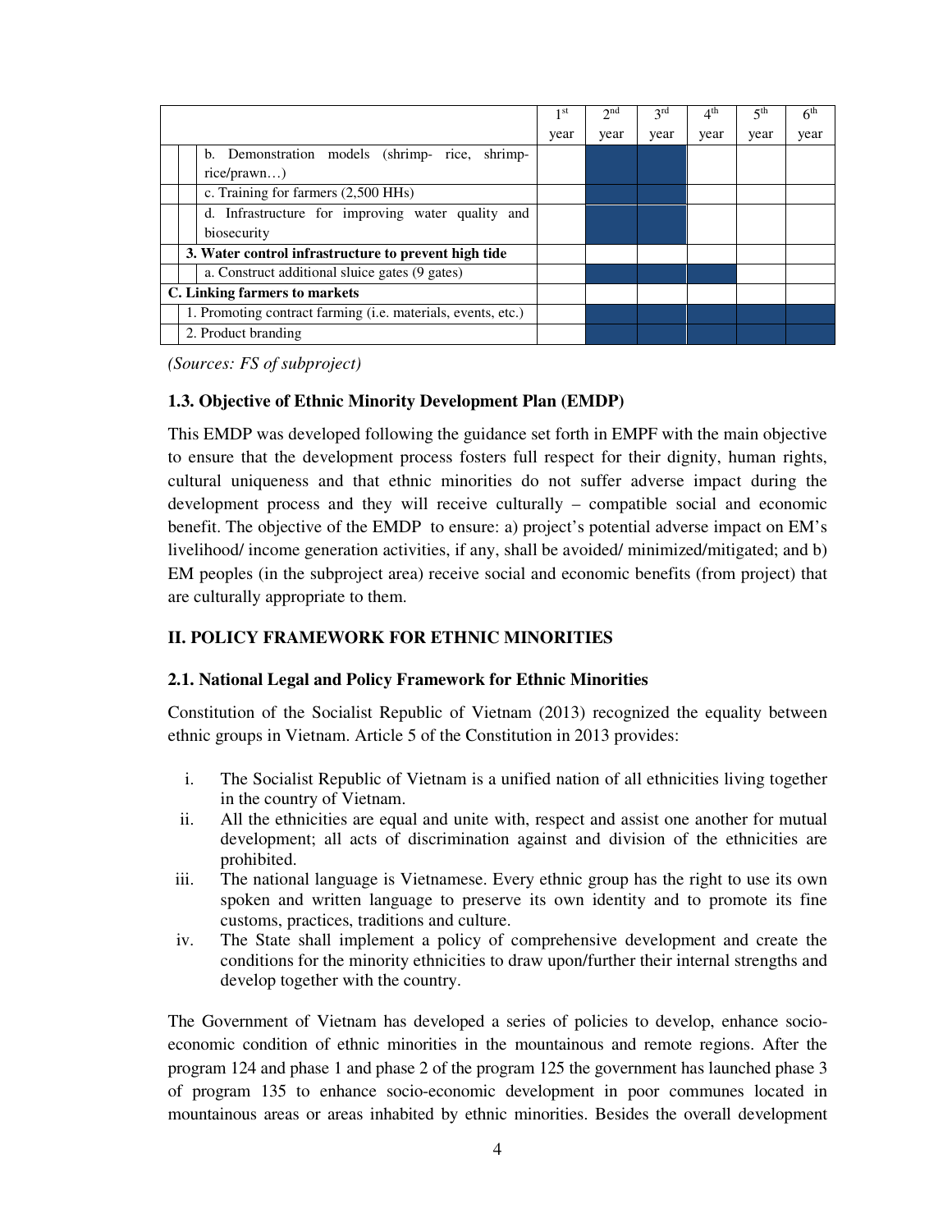| | 1st year | 2nd year | 3rd year | 4th year | 5th year | 6th year |
|---|---|---|---|---|---|---|
| b. Demonstration models (shrimp- rice, shrimp-rice/prawn…) | | ■ | ■ | | | |
| c. Training for farmers (2,500 HHs) | | ■ | ■ | | | |
| d. Infrastructure for improving water quality and biosecurity | | ■ | ■ | | | |
| **3. Water control infrastructure to prevent high tide** | | | | | | |
| a. Construct additional sluice gates (9 gates) | | ■ | ■ | ■ | | |
| **C. Linking farmers to markets** | | | | | | |
| 1. Promoting contract farming (i.e. materials, events, etc.) | | ■ | ■ | ■ | ■ | ■ |
| 2. Product branding | | ■ | ■ | ■ | ■ | ■ |

*(Sources: FS of subproject)*

### 1.3. Objective of Ethnic Minority Development Plan (EMDP)

This EMDP was developed following the guidance set forth in EMPF with the main objective to ensure that the development process fosters full respect for their dignity, human rights, cultural uniqueness and that ethnic minorities do not suffer adverse impact during the development process and they will receive culturally – compatible social and economic benefit. The objective of the EMDP to ensure: a) project's potential adverse impact on EM's livelihood/ income generation activities, if any, shall be avoided/ minimized/mitigated; and b) EM peoples (in the subproject area) receive social and economic benefits (from project) that are culturally appropriate to them.

## II. POLICY FRAMEWORK FOR ETHNIC MINORITIES

### 2.1. National Legal and Policy Framework for Ethnic Minorities

Constitution of the Socialist Republic of Vietnam (2013) recognized the equality between ethnic groups in Vietnam. Article 5 of the Constitution in 2013 provides:

i. The Socialist Republic of Vietnam is a unified nation of all ethnicities living together in the country of Vietnam.
ii. All the ethnicities are equal and unite with, respect and assist one another for mutual development; all acts of discrimination against and division of the ethnicities are prohibited.
iii. The national language is Vietnamese. Every ethnic group has the right to use its own spoken and written language to preserve its own identity and to promote its fine customs, practices, traditions and culture.
iv. The State shall implement a policy of comprehensive development and create the conditions for the minority ethnicities to draw upon/further their internal strengths and develop together with the country.

The Government of Vietnam has developed a series of policies to develop, enhance socio-economic condition of ethnic minorities in the mountainous and remote regions. After the program 124 and phase 1 and phase 2 of the program 125 the government has launched phase 3 of program 135 to enhance socio-economic development in poor communes located in mountainous areas or areas inhabited by ethnic minorities. Besides the overall development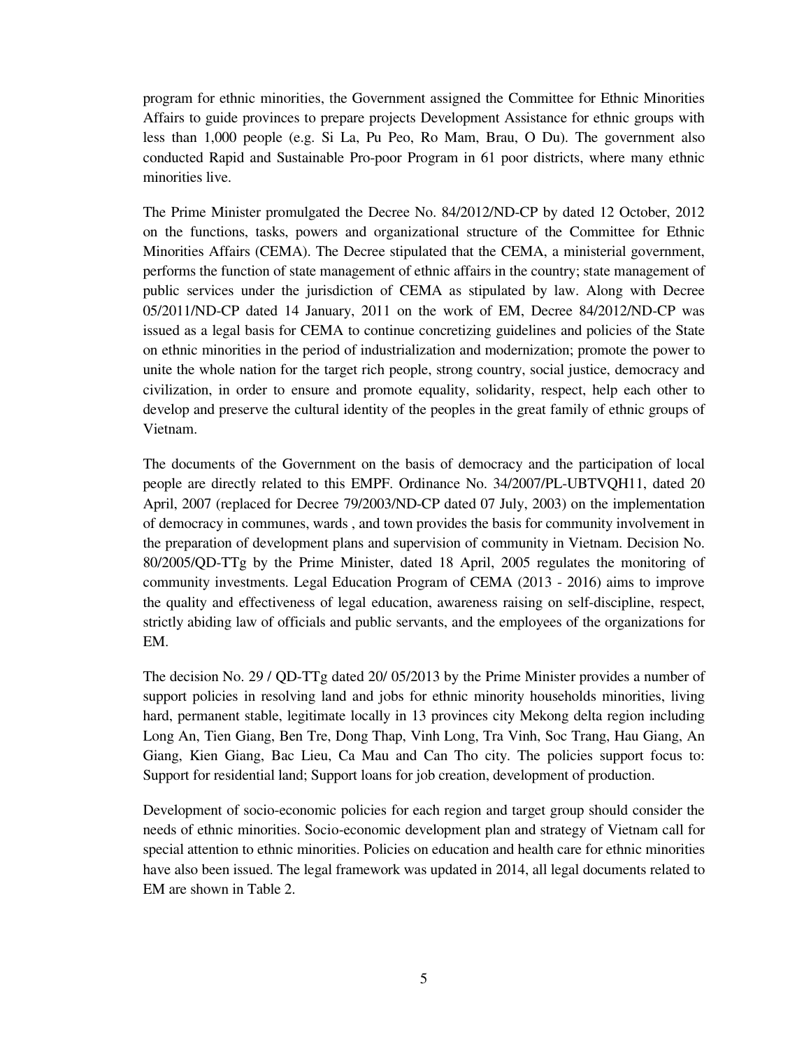program for ethnic minorities, the Government assigned the Committee for Ethnic Minorities Affairs to guide provinces to prepare projects Development Assistance for ethnic groups with less than 1,000 people (e.g. Si La, Pu Peo, Ro Mam, Brau, O Du). The government also conducted Rapid and Sustainable Pro-poor Program in 61 poor districts, where many ethnic minorities live.

The Prime Minister promulgated the Decree No. 84/2012/ND-CP by dated 12 October, 2012 on the functions, tasks, powers and organizational structure of the Committee for Ethnic Minorities Affairs (CEMA). The Decree stipulated that the CEMA, a ministerial government, performs the function of state management of ethnic affairs in the country; state management of public services under the jurisdiction of CEMA as stipulated by law. Along with Decree 05/2011/ND-CP dated 14 January, 2011 on the work of EM, Decree 84/2012/ND-CP was issued as a legal basis for CEMA to continue concretizing guidelines and policies of the State on ethnic minorities in the period of industrialization and modernization; promote the power to unite the whole nation for the target rich people, strong country, social justice, democracy and civilization, in order to ensure and promote equality, solidarity, respect, help each other to develop and preserve the cultural identity of the peoples in the great family of ethnic groups of Vietnam.

The documents of the Government on the basis of democracy and the participation of local people are directly related to this EMPF. Ordinance No. 34/2007/PL-UBTVQH11, dated 20 April, 2007 (replaced for Decree 79/2003/ND-CP dated 07 July, 2003) on the implementation of democracy in communes, wards , and town provides the basis for community involvement in the preparation of development plans and supervision of community in Vietnam. Decision No. 80/2005/QD-TTg by the Prime Minister, dated 18 April, 2005 regulates the monitoring of community investments. Legal Education Program of CEMA (2013 - 2016) aims to improve the quality and effectiveness of legal education, awareness raising on self-discipline, respect, strictly abiding law of officials and public servants, and the employees of the organizations for EM.

The decision No. 29 / QD-TTg dated 20/ 05/2013 by the Prime Minister provides a number of support policies in resolving land and jobs for ethnic minority households minorities, living hard, permanent stable, legitimate locally in 13 provinces city Mekong delta region including Long An, Tien Giang, Ben Tre, Dong Thap, Vinh Long, Tra Vinh, Soc Trang, Hau Giang, An Giang, Kien Giang, Bac Lieu, Ca Mau and Can Tho city. The policies support focus to: Support for residential land; Support loans for job creation, development of production.

Development of socio-economic policies for each region and target group should consider the needs of ethnic minorities. Socio-economic development plan and strategy of Vietnam call for special attention to ethnic minorities. Policies on education and health care for ethnic minorities have also been issued. The legal framework was updated in 2014, all legal documents related to EM are shown in Table 2.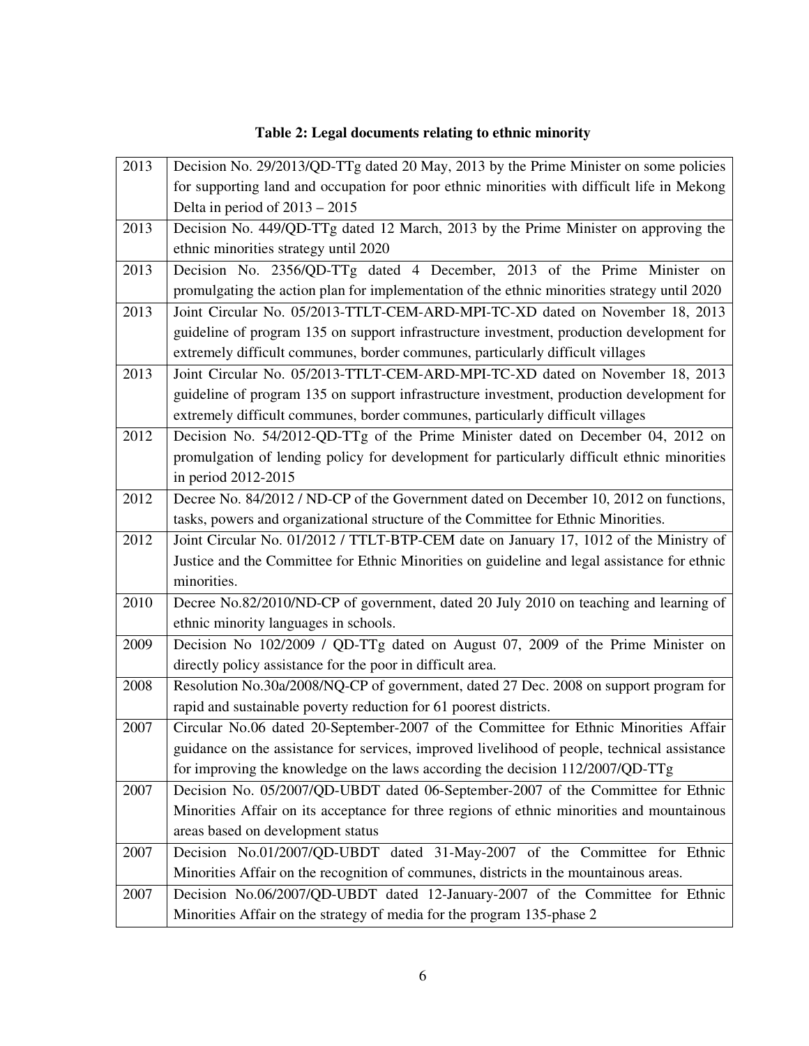**Table 2: Legal documents relating to ethnic minority**

| | |
|---|---|
| 2013 | Decision No. 29/2013/QD-TTg dated 20 May, 2013 by the Prime Minister on some policies for supporting land and occupation for poor ethnic minorities with difficult life in Mekong Delta in period of 2013 – 2015 |
| 2013 | Decision No. 449/QD-TTg dated 12 March, 2013 by the Prime Minister on approving the ethnic minorities strategy until 2020 |
| 2013 | Decision No. 2356/QD-TTg dated 4 December, 2013 of the Prime Minister on promulgating the action plan for implementation of the ethnic minorities strategy until 2020 |
| 2013 | Joint Circular No. 05/2013-TTLT-CEM-ARD-MPI-TC-XD dated on November 18, 2013 guideline of program 135 on support infrastructure investment, production development for extremely difficult communes, border communes, particularly difficult villages |
| 2013 | Joint Circular No. 05/2013-TTLT-CEM-ARD-MPI-TC-XD dated on November 18, 2013 guideline of program 135 on support infrastructure investment, production development for extremely difficult communes, border communes, particularly difficult villages |
| 2012 | Decision No. 54/2012-QD-TTg of the Prime Minister dated on December 04, 2012 on promulgation of lending policy for development for particularly difficult ethnic minorities in period 2012-2015 |
| 2012 | Decree No. 84/2012 / ND-CP of the Government dated on December 10, 2012 on functions, tasks, powers and organizational structure of the Committee for Ethnic Minorities. |
| 2012 | Joint Circular No. 01/2012 / TTLT-BTP-CEM date on January 17, 1012 of the Ministry of Justice and the Committee for Ethnic Minorities on guideline and legal assistance for ethnic minorities. |
| 2010 | Decree No.82/2010/ND-CP of government, dated 20 July 2010 on teaching and learning of ethnic minority languages in schools. |
| 2009 | Decision No 102/2009 / QD-TTg dated on August 07, 2009 of the Prime Minister on directly policy assistance for the poor in difficult area. |
| 2008 | Resolution No.30a/2008/NQ-CP of government, dated 27 Dec. 2008 on support program for rapid and sustainable poverty reduction for 61 poorest districts. |
| 2007 | Circular No.06 dated 20-September-2007 of the Committee for Ethnic Minorities Affair guidance on the assistance for services, improved livelihood of people, technical assistance for improving the knowledge on the laws according the decision 112/2007/QD-TTg |
| 2007 | Decision No. 05/2007/QD-UBDT dated 06-September-2007 of the Committee for Ethnic Minorities Affair on its acceptance for three regions of ethnic minorities and mountainous areas based on development status |
| 2007 | Decision No.01/2007/QD-UBDT dated 31-May-2007 of the Committee for Ethnic Minorities Affair on the recognition of communes, districts in the mountainous areas. |
| 2007 | Decision No.06/2007/QD-UBDT dated 12-January-2007 of the Committee for Ethnic Minorities Affair on the strategy of media for the program 135-phase 2 |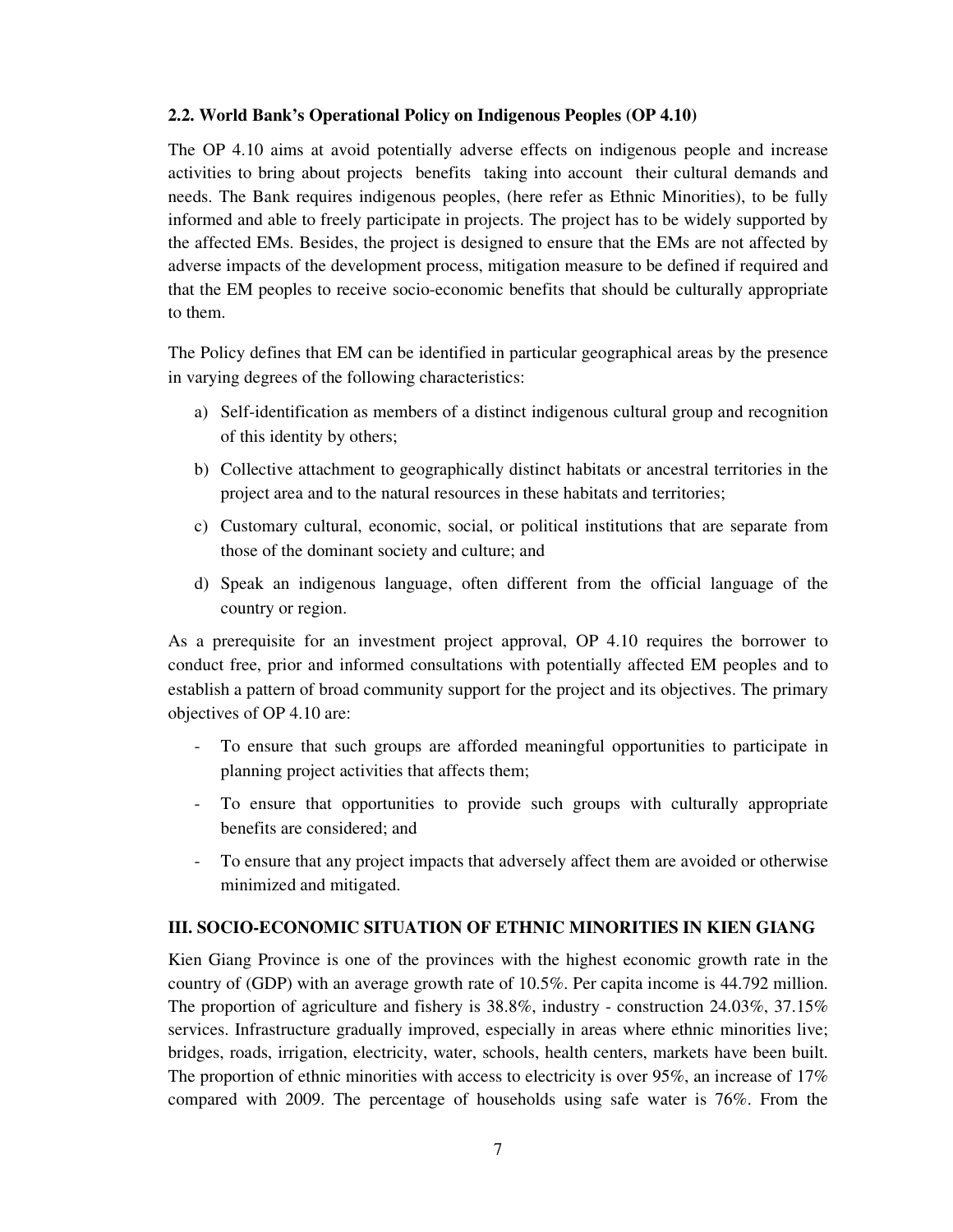### 2.2. World Bank's Operational Policy on Indigenous Peoples (OP 4.10)

The OP 4.10 aims at avoid potentially adverse effects on indigenous people and increase activities to bring about projects benefits taking into account their cultural demands and needs. The Bank requires indigenous peoples, (here refer as Ethnic Minorities), to be fully informed and able to freely participate in projects. The project has to be widely supported by the affected EMs. Besides, the project is designed to ensure that the EMs are not affected by adverse impacts of the development process, mitigation measure to be defined if required and that the EM peoples to receive socio-economic benefits that should be culturally appropriate to them.

The Policy defines that EM can be identified in particular geographical areas by the presence in varying degrees of the following characteristics:

a) Self-identification as members of a distinct indigenous cultural group and recognition of this identity by others;

b) Collective attachment to geographically distinct habitats or ancestral territories in the project area and to the natural resources in these habitats and territories;

c) Customary cultural, economic, social, or political institutions that are separate from those of the dominant society and culture; and

d) Speak an indigenous language, often different from the official language of the country or region.

As a prerequisite for an investment project approval, OP 4.10 requires the borrower to conduct free, prior and informed consultations with potentially affected EM peoples and to establish a pattern of broad community support for the project and its objectives. The primary objectives of OP 4.10 are:

- To ensure that such groups are afforded meaningful opportunities to participate in planning project activities that affects them;
- To ensure that opportunities to provide such groups with culturally appropriate benefits are considered; and
- To ensure that any project impacts that adversely affect them are avoided or otherwise minimized and mitigated.

## III. SOCIO-ECONOMIC SITUATION OF ETHNIC MINORITIES IN KIEN GIANG

Kien Giang Province is one of the provinces with the highest economic growth rate in the country of (GDP) with an average growth rate of 10.5%. Per capita income is 44.792 million. The proportion of agriculture and fishery is 38.8%, industry - construction 24.03%, 37.15% services. Infrastructure gradually improved, especially in areas where ethnic minorities live; bridges, roads, irrigation, electricity, water, schools, health centers, markets have been built. The proportion of ethnic minorities with access to electricity is over 95%, an increase of 17% compared with 2009. The percentage of households using safe water is 76%. From the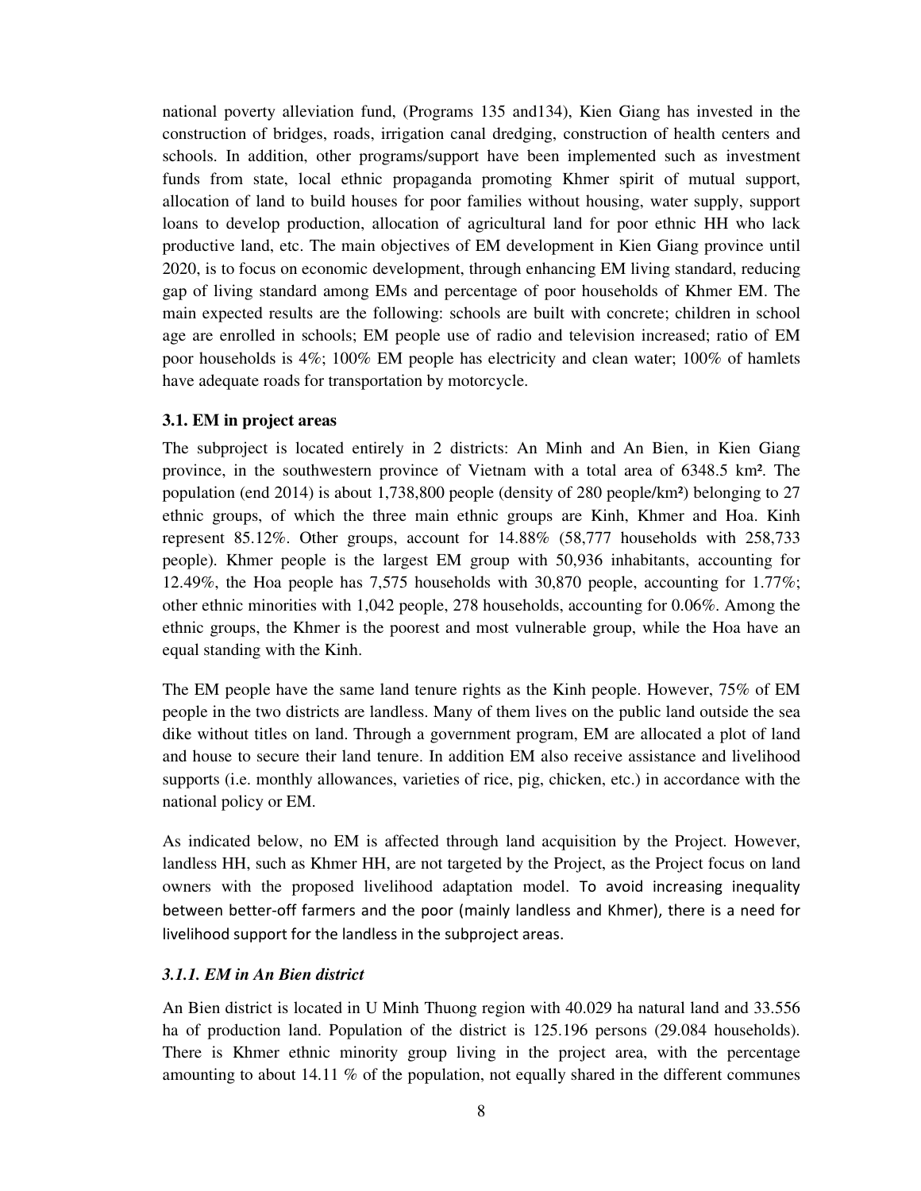national poverty alleviation fund, (Programs 135 and134), Kien Giang has invested in the construction of bridges, roads, irrigation canal dredging, construction of health centers and schools. In addition, other programs/support have been implemented such as investment funds from state, local ethnic propaganda promoting Khmer spirit of mutual support, allocation of land to build houses for poor families without housing, water supply, support loans to develop production, allocation of agricultural land for poor ethnic HH who lack productive land, etc. The main objectives of EM development in Kien Giang province until 2020, is to focus on economic development, through enhancing EM living standard, reducing gap of living standard among EMs and percentage of poor households of Khmer EM. The main expected results are the following: schools are built with concrete; children in school age are enrolled in schools; EM people use of radio and television increased; ratio of EM poor households is 4%; 100% EM people has electricity and clean water; 100% of hamlets have adequate roads for transportation by motorcycle.

### 3.1. EM in project areas

The subproject is located entirely in 2 districts: An Minh and An Bien, in Kien Giang province, in the southwestern province of Vietnam with a total area of 6348.5 km². The population (end 2014) is about 1,738,800 people (density of 280 people/km²) belonging to 27 ethnic groups, of which the three main ethnic groups are Kinh, Khmer and Hoa. Kinh represent 85.12%. Other groups, account for 14.88% (58,777 households with 258,733 people). Khmer people is the largest EM group with 50,936 inhabitants, accounting for 12.49%, the Hoa people has 7,575 households with 30,870 people, accounting for 1.77%; other ethnic minorities with 1,042 people, 278 households, accounting for 0.06%. Among the ethnic groups, the Khmer is the poorest and most vulnerable group, while the Hoa have an equal standing with the Kinh.

The EM people have the same land tenure rights as the Kinh people. However, 75% of EM people in the two districts are landless. Many of them lives on the public land outside the sea dike without titles on land. Through a government program, EM are allocated a plot of land and house to secure their land tenure. In addition EM also receive assistance and livelihood supports (i.e. monthly allowances, varieties of rice, pig, chicken, etc.) in accordance with the national policy or EM.

As indicated below, no EM is affected through land acquisition by the Project. However, landless HH, such as Khmer HH, are not targeted by the Project, as the Project focus on land owners with the proposed livelihood adaptation model. To avoid increasing inequality between better-off farmers and the poor (mainly landless and Khmer), there is a need for livelihood support for the landless in the subproject areas.

#### *3.1.1. EM in An Bien district*

An Bien district is located in U Minh Thuong region with 40.029 ha natural land and 33.556 ha of production land. Population of the district is 125.196 persons (29.084 households). There is Khmer ethnic minority group living in the project area, with the percentage amounting to about 14.11 % of the population, not equally shared in the different communes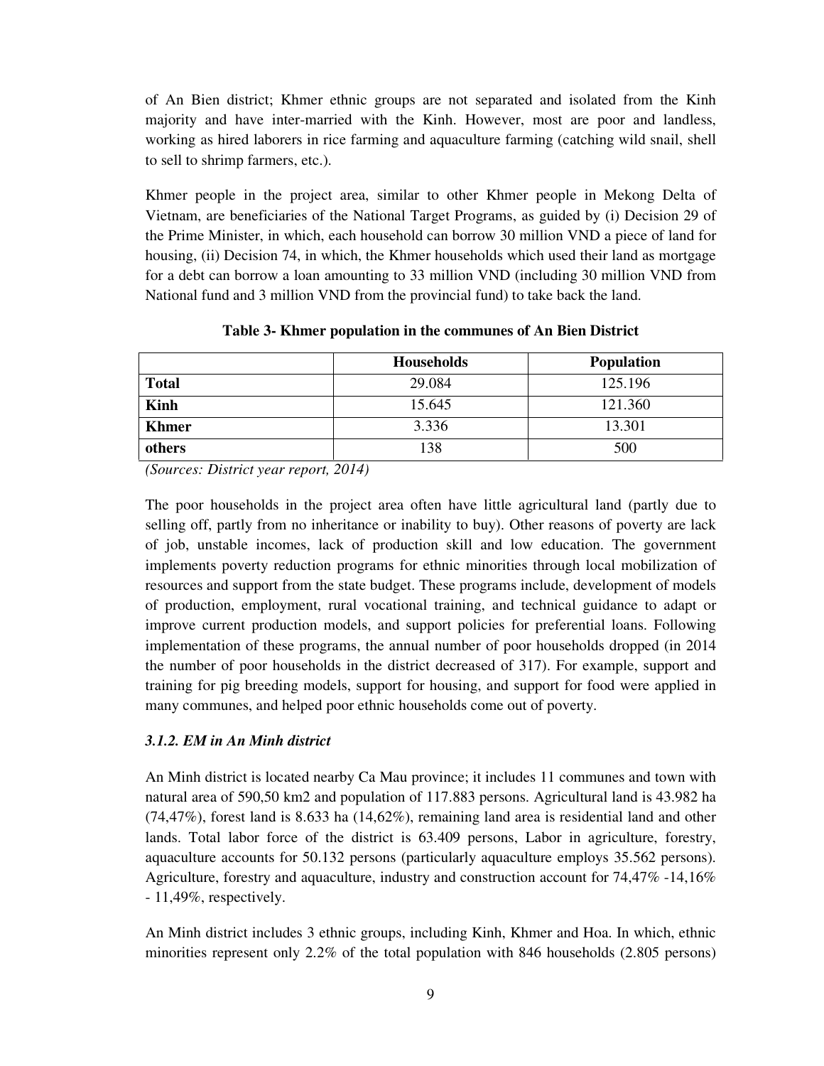of An Bien district; Khmer ethnic groups are not separated and isolated from the Kinh majority and have inter-married with the Kinh. However, most are poor and landless, working as hired laborers in rice farming and aquaculture farming (catching wild snail, shell to sell to shrimp farmers, etc.).

Khmer people in the project area, similar to other Khmer people in Mekong Delta of Vietnam, are beneficiaries of the National Target Programs, as guided by (i) Decision 29 of the Prime Minister, in which, each household can borrow 30 million VND a piece of land for housing, (ii) Decision 74, in which, the Khmer households which used their land as mortgage for a debt can borrow a loan amounting to 33 million VND (including 30 million VND from National fund and 3 million VND from the provincial fund) to take back the land.

**Table 3- Khmer population in the communes of An Bien District**

| | Households | Population |
|---|---|---|
| **Total** | 29.084 | 125.196 |
| **Kinh** | 15.645 | 121.360 |
| **Khmer** | 3.336 | 13.301 |
| **others** | 138 | 500 |

*(Sources: District year report, 2014)*

The poor households in the project area often have little agricultural land (partly due to selling off, partly from no inheritance or inability to buy). Other reasons of poverty are lack of job, unstable incomes, lack of production skill and low education. The government implements poverty reduction programs for ethnic minorities through local mobilization of resources and support from the state budget. These programs include, development of models of production, employment, rural vocational training, and technical guidance to adapt or improve current production models, and support policies for preferential loans. Following implementation of these programs, the annual number of poor households dropped (in 2014 the number of poor households in the district decreased of 317). For example, support and training for pig breeding models, support for housing, and support for food were applied in many communes, and helped poor ethnic households come out of poverty.

#### *3.1.2. EM in An Minh district*

An Minh district is located nearby Ca Mau province; it includes 11 communes and town with natural area of 590,50 km2 and population of 117.883 persons. Agricultural land is 43.982 ha (74,47%), forest land is 8.633 ha (14,62%), remaining land area is residential land and other lands. Total labor force of the district is 63.409 persons, Labor in agriculture, forestry, aquaculture accounts for 50.132 persons (particularly aquaculture employs 35.562 persons). Agriculture, forestry and aquaculture, industry and construction account for 74,47% -14,16% - 11,49%, respectively.

An Minh district includes 3 ethnic groups, including Kinh, Khmer and Hoa. In which, ethnic minorities represent only 2.2% of the total population with 846 households (2.805 persons)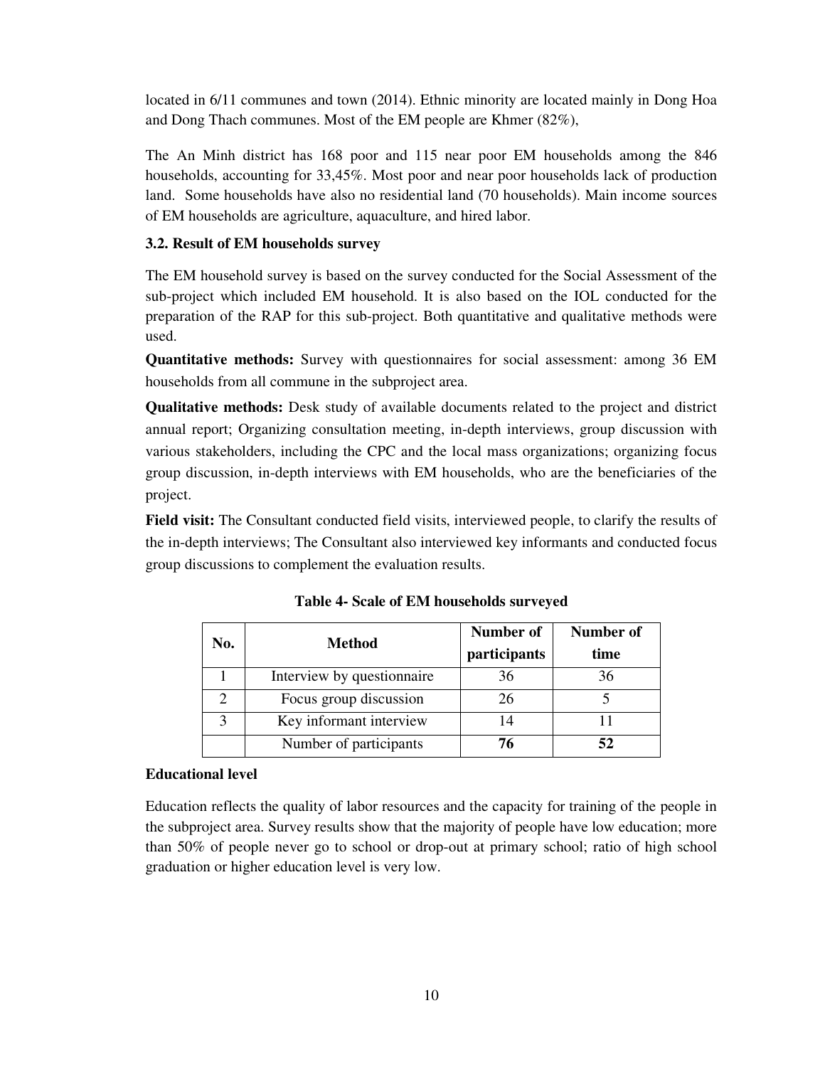located in 6/11 communes and town (2014). Ethnic minority are located mainly in Dong Hoa and Dong Thach communes. Most of the EM people are Khmer (82%),

The An Minh district has 168 poor and 115 near poor EM households among the 846 households, accounting for 33,45%. Most poor and near poor households lack of production land. Some households have also no residential land (70 households). Main income sources of EM households are agriculture, aquaculture, and hired labor.

### 3.2. Result of EM households survey

The EM household survey is based on the survey conducted for the Social Assessment of the sub-project which included EM household. It is also based on the IOL conducted for the preparation of the RAP for this sub-project. Both quantitative and qualitative methods were used.

**Quantitative methods:** Survey with questionnaires for social assessment: among 36 EM households from all commune in the subproject area.

**Qualitative methods:** Desk study of available documents related to the project and district annual report; Organizing consultation meeting, in-depth interviews, group discussion with various stakeholders, including the CPC and the local mass organizations; organizing focus group discussion, in-depth interviews with EM households, who are the beneficiaries of the project.

**Field visit:** The Consultant conducted field visits, interviewed people, to clarify the results of the in-depth interviews; The Consultant also interviewed key informants and conducted focus group discussions to complement the evaluation results.

**Table 4- Scale of EM households surveyed**

| No. | Method | Number of participants | Number of time |
|---|---|---|---|
| 1 | Interview by questionnaire | 36 | 36 |
| 2 | Focus group discussion | 26 | 5 |
| 3 | Key informant interview | 14 | 11 |
| | Number of participants | **76** | **52** |

**Educational level**

Education reflects the quality of labor resources and the capacity for training of the people in the subproject area. Survey results show that the majority of people have low education; more than 50% of people never go to school or drop-out at primary school; ratio of high school graduation or higher education level is very low.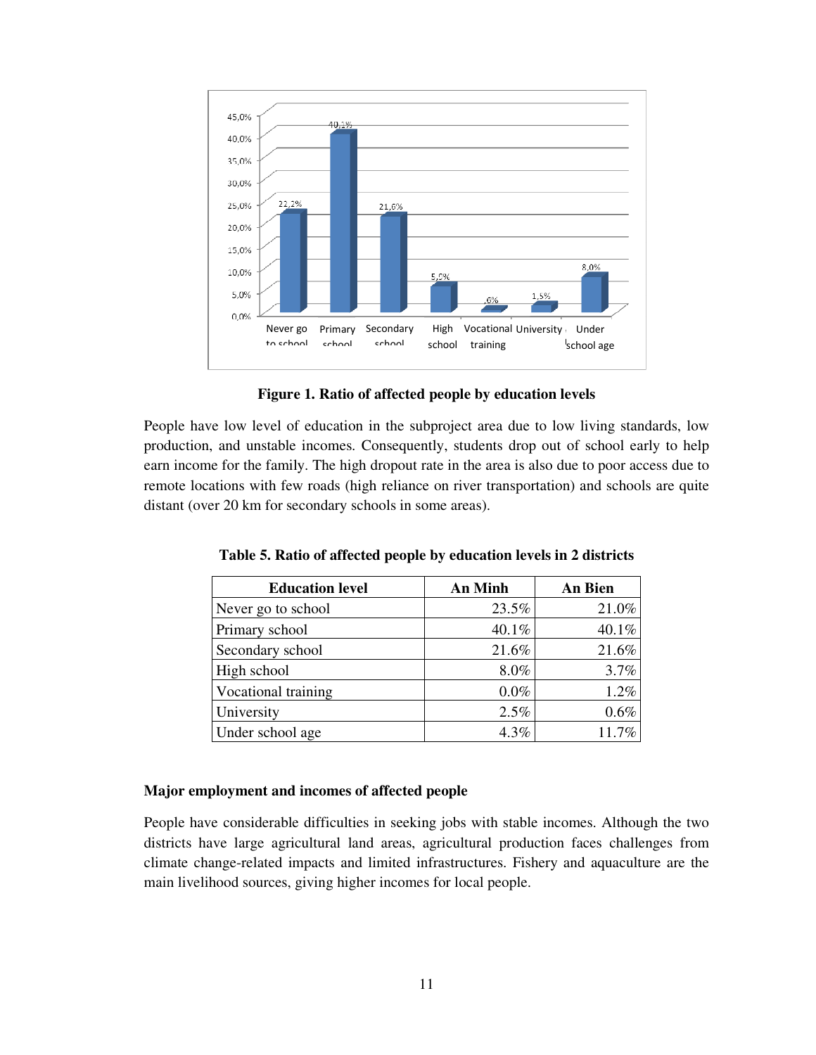**Figure 1. Ratio of affected people by education levels**

People have low level of education in the subproject area due to low living standards, low production, and unstable incomes. Consequently, students drop out of school early to help earn income for the family. The high dropout rate in the area is also due to poor access due to remote locations with few roads (high reliance on river transportation) and schools are quite distant (over 20 km for secondary schools in some areas).

**Table 5. Ratio of affected people by education levels in 2 districts**

| Education level | An Minh | An Bien |
|---|---|---|
| Never go to school | 23.5% | 21.0% |
| Primary school | 40.1% | 40.1% |
| Secondary school | 21.6% | 21.6% |
| High school | 8.0% | 3.7% |
| Vocational training | 0.0% | 1.2% |
| University | 2.5% | 0.6% |
| Under school age | 4.3% | 11.7% |

**Major employment and incomes of affected people**

People have considerable difficulties in seeking jobs with stable incomes. Although the two districts have large agricultural land areas, agricultural production faces challenges from climate change-related impacts and limited infrastructures. Fishery and aquaculture are the main livelihood sources, giving higher incomes for local people.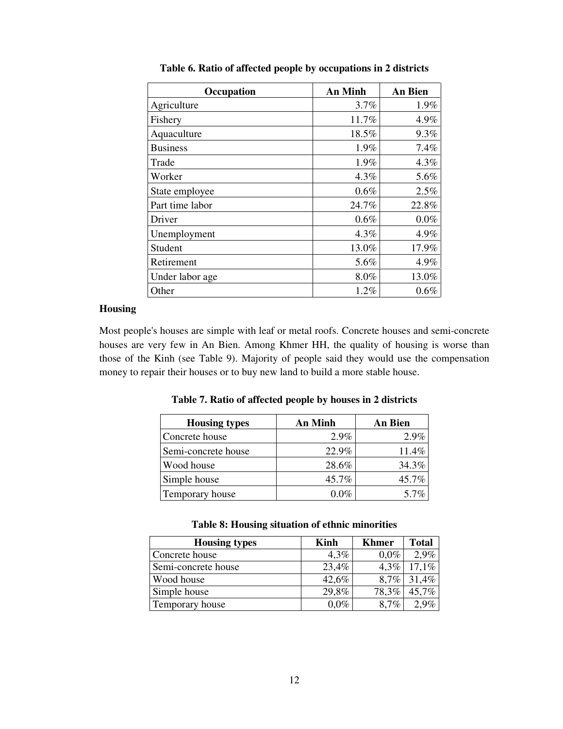**Table 6. Ratio of affected people by occupations in 2 districts**

| Occupation | An Minh | An Bien |
| --- | --- | --- |
| Agriculture | 3.7% | 1.9% |
| Fishery | 11.7% | 4.9% |
| Aquaculture | 18.5% | 9.3% |
| Business | 1.9% | 7.4% |
| Trade | 1.9% | 4.3% |
| Worker | 4.3% | 5.6% |
| State employee | 0.6% | 2.5% |
| Part time labor | 24.7% | 22.8% |
| Driver | 0.6% | 0.0% |
| Unemployment | 4.3% | 4.9% |
| Student | 13.0% | 17.9% |
| Retirement | 5.6% | 4.9% |
| Under labor age | 8.0% | 13.0% |
| Other | 1.2% | 0.6% |

**Housing**

Most people's houses are simple with leaf or metal roofs. Concrete houses and semi-concrete houses are very few in An Bien. Among Khmer HH, the quality of housing is worse than those of the Kinh (see Table 9). Majority of people said they would use the compensation money to repair their houses or to buy new land to build a more stable house.

**Table 7. Ratio of affected people by houses in 2 districts**

| Housing types | An Minh | An Bien |
| --- | --- | --- |
| Concrete house | 2.9% | 2.9% |
| Semi-concrete house | 22.9% | 11.4% |
| Wood house | 28.6% | 34.3% |
| Simple house | 45.7% | 45.7% |
| Temporary house | 0.0% | 5.7% |

**Table 8: Housing situation of ethnic minorities**

| Housing types | Kinh | Khmer | Total |
| --- | --- | --- | --- |
| Concrete house | 4,3% | 0,0% | 2,9% |
| Semi-concrete house | 23,4% | 4,3% | 17,1% |
| Wood house | 42,6% | 8,7% | 31,4% |
| Simple house | 29,8% | 78,3% | 45,7% |
| Temporary house | 0,0% | 8,7% | 2,9% |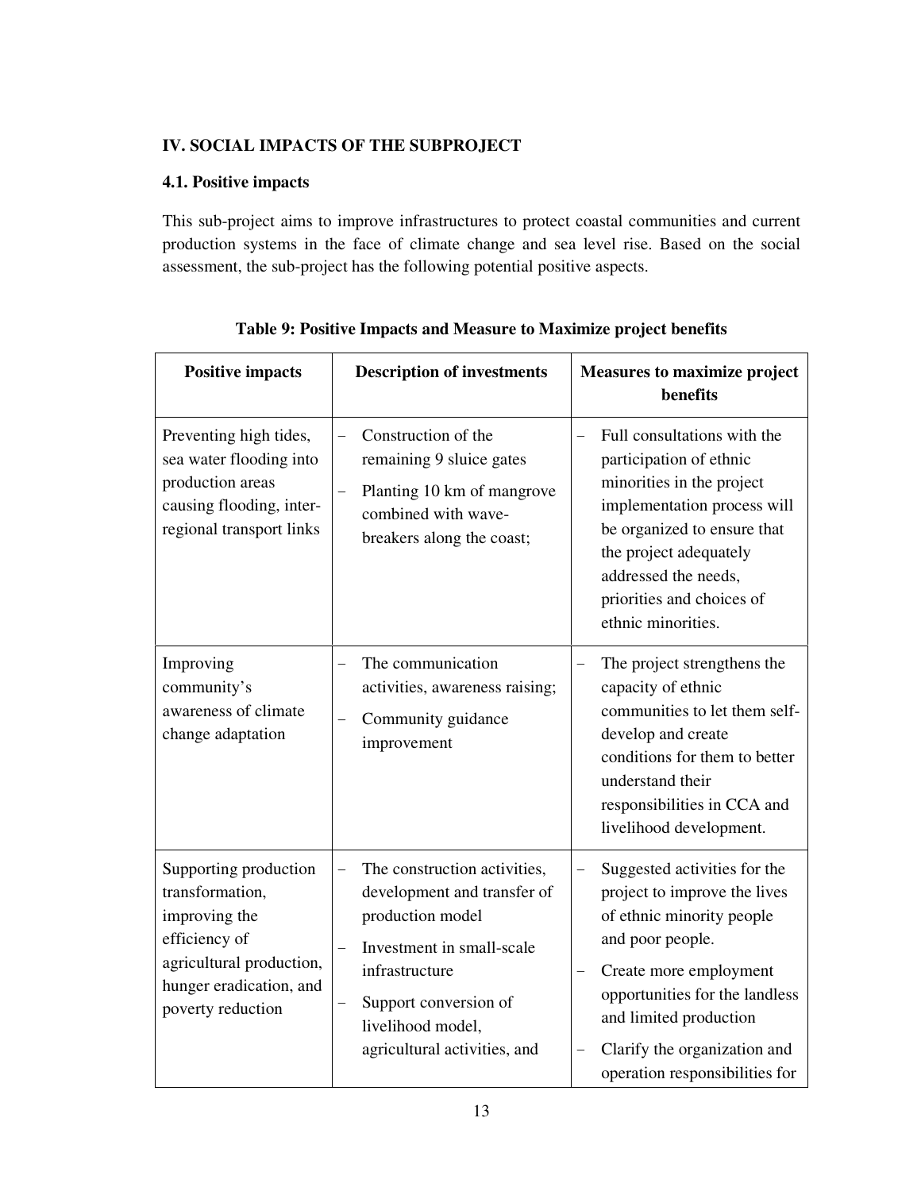## IV. SOCIAL IMPACTS OF THE SUBPROJECT

### 4.1. Positive impacts

This sub-project aims to improve infrastructures to protect coastal communities and current production systems in the face of climate change and sea level rise. Based on the social assessment, the sub-project has the following potential positive aspects.

**Table 9: Positive Impacts and Measure to Maximize project benefits**

| Positive impacts | Description of investments | Measures to maximize project benefits |
|---|---|---|
| Preventing high tides, sea water flooding into production areas causing flooding, inter-regional transport links | – Construction of the remaining 9 sluice gates<br>– Planting 10 km of mangrove combined with wave-breakers along the coast; | – Full consultations with the participation of ethnic minorities in the project implementation process will be organized to ensure that the project adequately addressed the needs, priorities and choices of ethnic minorities. |
| Improving community's awareness of climate change adaptation | – The communication activities, awareness raising;<br>– Community guidance improvement | – The project strengthens the capacity of ethnic communities to let them self-develop and create conditions for them to better understand their responsibilities in CCA and livelihood development. |
| Supporting production transformation, improving the efficiency of agricultural production, hunger eradication, and poverty reduction | – The construction activities, development and transfer of production model<br>– Investment in small-scale infrastructure<br>– Support conversion of livelihood model, agricultural activities, and | – Suggested activities for the project to improve the lives of ethnic minority people and poor people.<br>– Create more employment opportunities for the landless and limited production<br>– Clarify the organization and operation responsibilities for |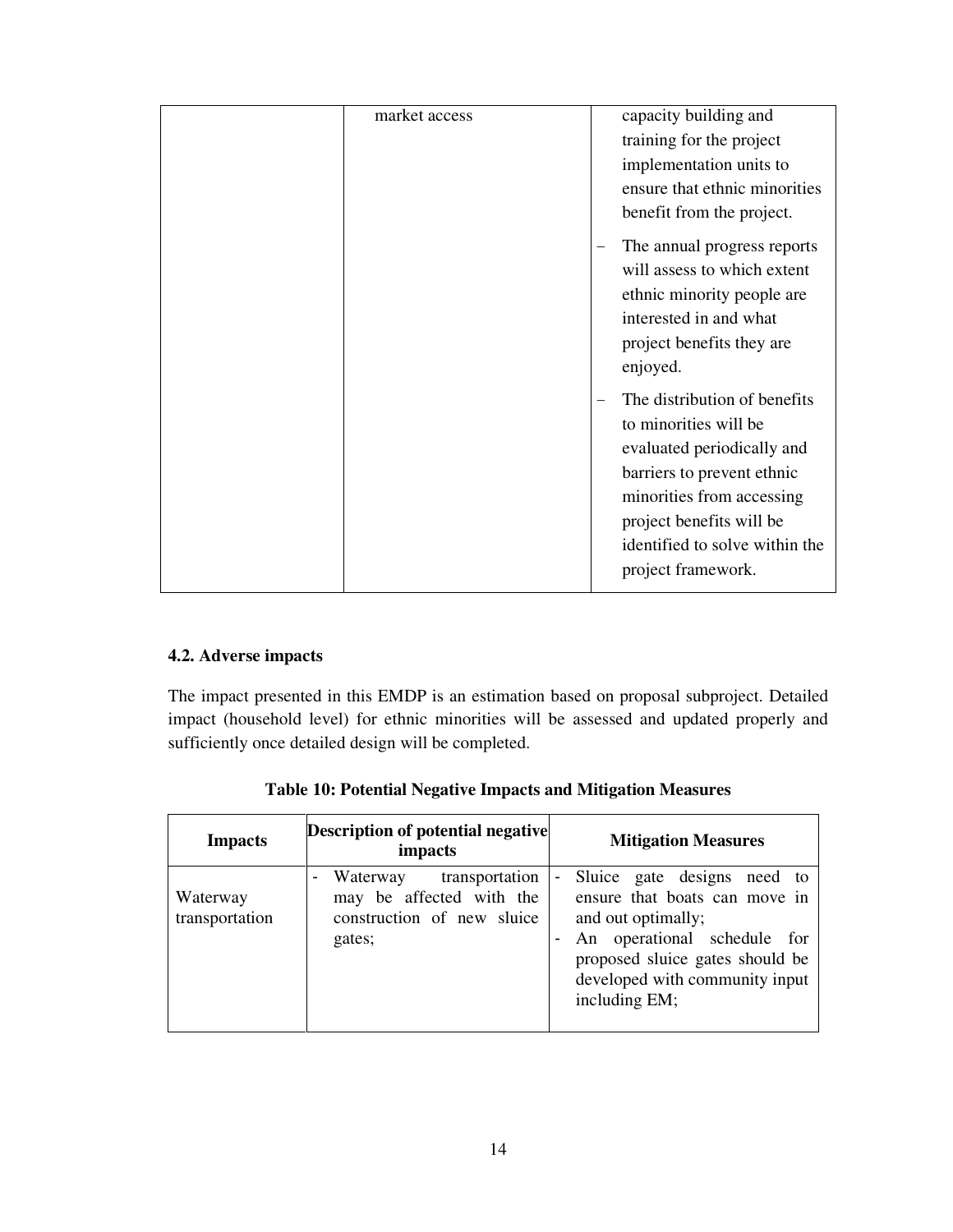| | | |
|---|---|---|
| | market access | capacity building and training for the project implementation units to ensure that ethnic minorities benefit from the project.<br>– The annual progress reports will assess to which extent ethnic minority people are interested in and what project benefits they are enjoyed.<br>– The distribution of benefits to minorities will be evaluated periodically and barriers to prevent ethnic minorities from accessing project benefits will be identified to solve within the project framework. |

### 4.2. Adverse impacts

The impact presented in this EMDP is an estimation based on proposal subproject. Detailed impact (household level) for ethnic minorities will be assessed and updated properly and sufficiently once detailed design will be completed.

**Table 10: Potential Negative Impacts and Mitigation Measures**

| Impacts | Description of potential negative impacts | Mitigation Measures |
|---|---|---|
| Waterway transportation | - Waterway transportation may be affected with the construction of new sluice gates; | - Sluice gate designs need to ensure that boats can move in and out optimally;<br>- An operational schedule for proposed sluice gates should be developed with community input including EM; |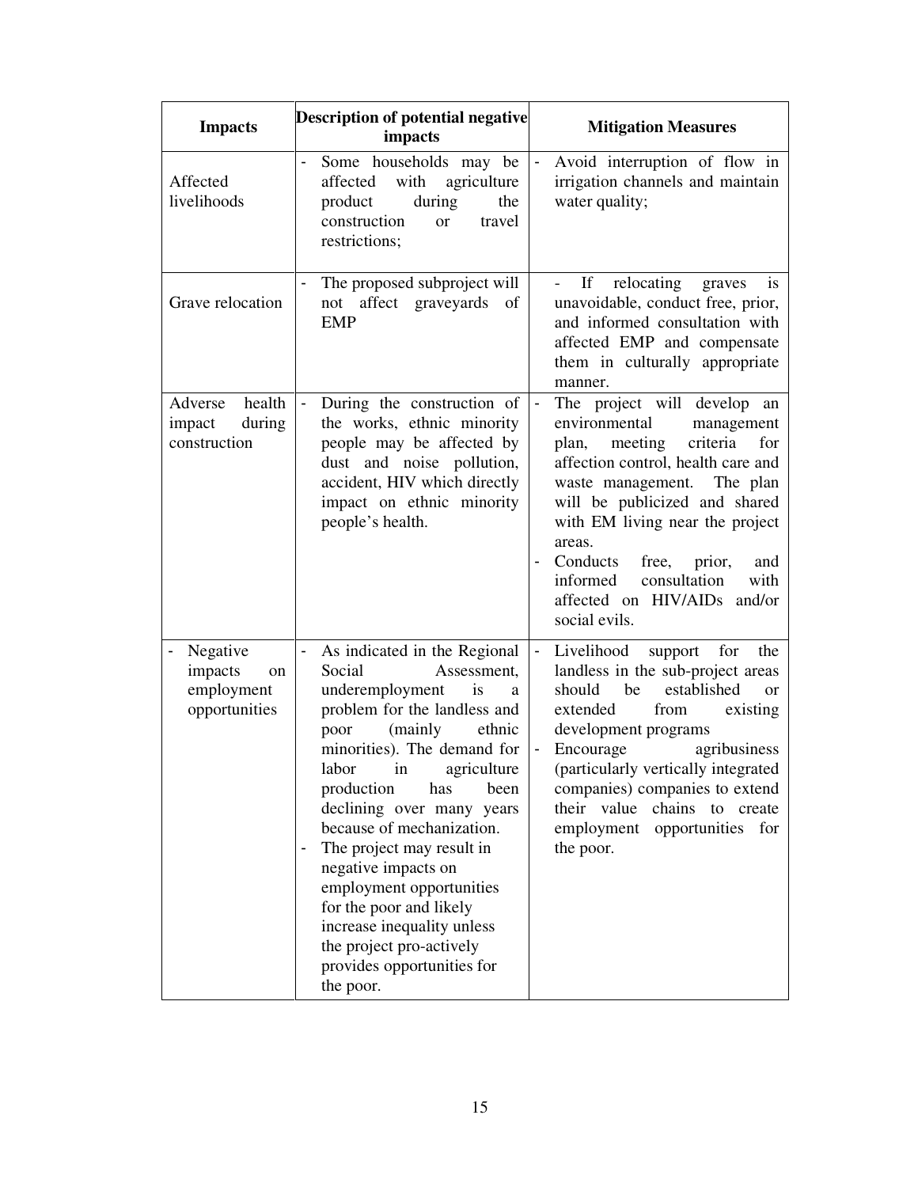| Impacts | Description of potential negative impacts | Mitigation Measures |
|---|---|---|
| Affected livelihoods | - Some households may be affected with agriculture product during the construction or travel restrictions; | - Avoid interruption of flow in irrigation channels and maintain water quality; |
| Grave relocation | - The proposed subproject will not affect graveyards of EMP | - If relocating graves is unavoidable, conduct free, prior, and informed consultation with affected EMP and compensate them in culturally appropriate manner. |
| Adverse health impact during construction | - During the construction of the works, ethnic minority people may be affected by dust and noise pollution, accident, HIV which directly impact on ethnic minority people's health. | - The project will develop an environmental management plan, meeting criteria for affection control, health care and waste management. The plan will be publicized and shared with EM living near the project areas.<br>- Conducts free, prior, and informed consultation with affected on HIV/AIDs and/or social evils. |
| - Negative impacts on employment opportunities | - As indicated in the Regional Social Assessment, underemployment is a problem for the landless and poor (mainly ethnic minorities). The demand for labor in agriculture production has been declining over many years because of mechanization.<br>- The project may result in negative impacts on employment opportunities for the poor and likely increase inequality unless the project pro-actively provides opportunities for the poor. | - Livelihood support for the landless in the sub-project areas should be established or extended from existing development programs<br>- Encourage agribusiness (particularly vertically integrated companies) companies to extend their value chains to create employment opportunities for the poor. |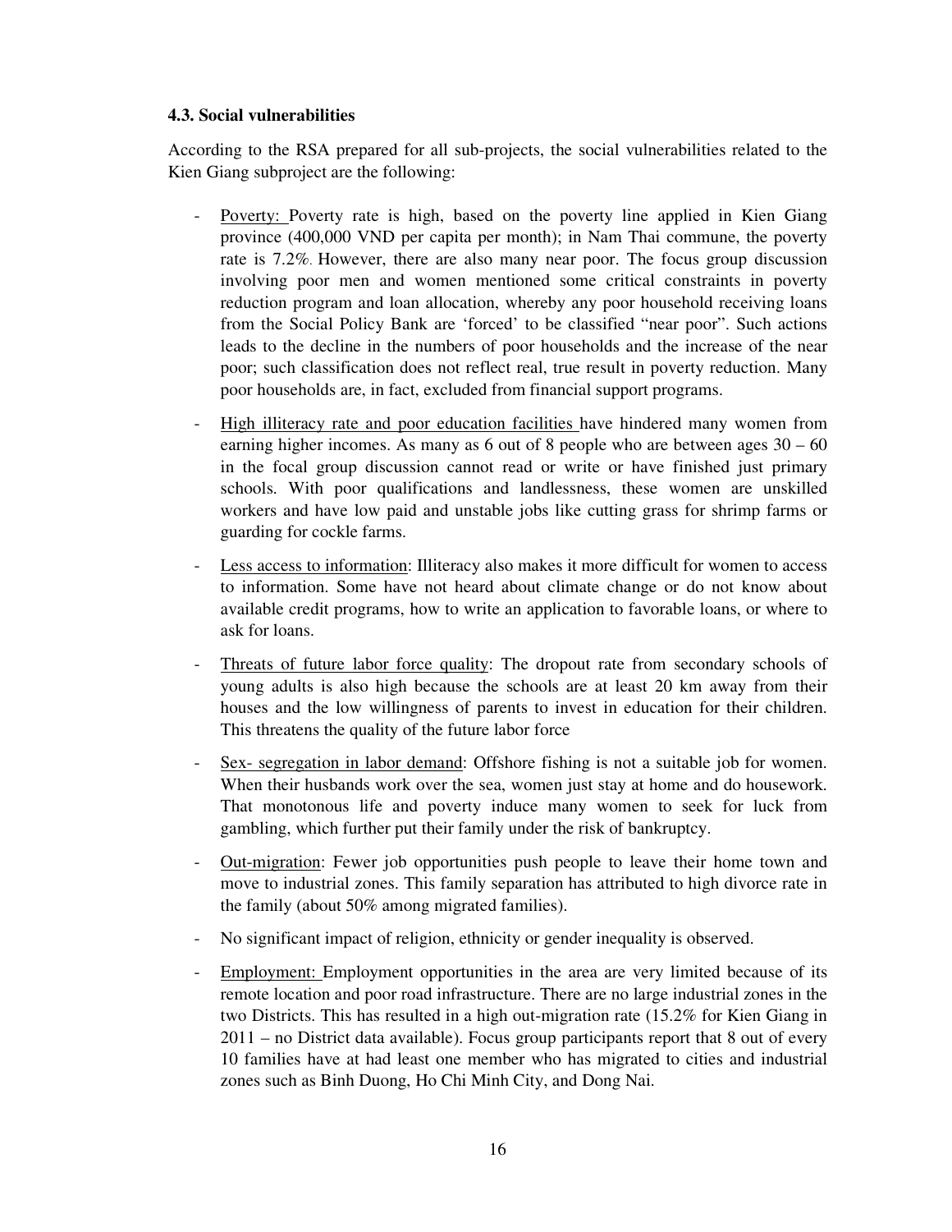#### 4.3. Social vulnerabilities

According to the RSA prepared for all sub-projects, the social vulnerabilities related to the Kien Giang subproject are the following:

- Poverty: Poverty rate is high, based on the poverty line applied in Kien Giang province (400,000 VND per capita per month); in Nam Thai commune, the poverty rate is 7.2%. However, there are also many near poor. The focus group discussion involving poor men and women mentioned some critical constraints in poverty reduction program and loan allocation, whereby any poor household receiving loans from the Social Policy Bank are 'forced' to be classified "near poor". Such actions leads to the decline in the numbers of poor households and the increase of the near poor; such classification does not reflect real, true result in poverty reduction. Many poor households are, in fact, excluded from financial support programs.

- High illiteracy rate and poor education facilities have hindered many women from earning higher incomes. As many as 6 out of 8 people who are between ages 30 – 60 in the focal group discussion cannot read or write or have finished just primary schools. With poor qualifications and landlessness, these women are unskilled workers and have low paid and unstable jobs like cutting grass for shrimp farms or guarding for cockle farms.

- Less access to information: Illiteracy also makes it more difficult for women to access to information. Some have not heard about climate change or do not know about available credit programs, how to write an application to favorable loans, or where to ask for loans.

- Threats of future labor force quality: The dropout rate from secondary schools of young adults is also high because the schools are at least 20 km away from their houses and the low willingness of parents to invest in education for their children. This threatens the quality of the future labor force

- Sex- segregation in labor demand: Offshore fishing is not a suitable job for women. When their husbands work over the sea, women just stay at home and do housework. That monotonous life and poverty induce many women to seek for luck from gambling, which further put their family under the risk of bankruptcy.

- Out-migration: Fewer job opportunities push people to leave their home town and move to industrial zones. This family separation has attributed to high divorce rate in the family (about 50% among migrated families).

- No significant impact of religion, ethnicity or gender inequality is observed.

- Employment: Employment opportunities in the area are very limited because of its remote location and poor road infrastructure. There are no large industrial zones in the two Districts. This has resulted in a high out-migration rate (15.2% for Kien Giang in 2011 – no District data available). Focus group participants report that 8 out of every 10 families have at had least one member who has migrated to cities and industrial zones such as Binh Duong, Ho Chi Minh City, and Dong Nai.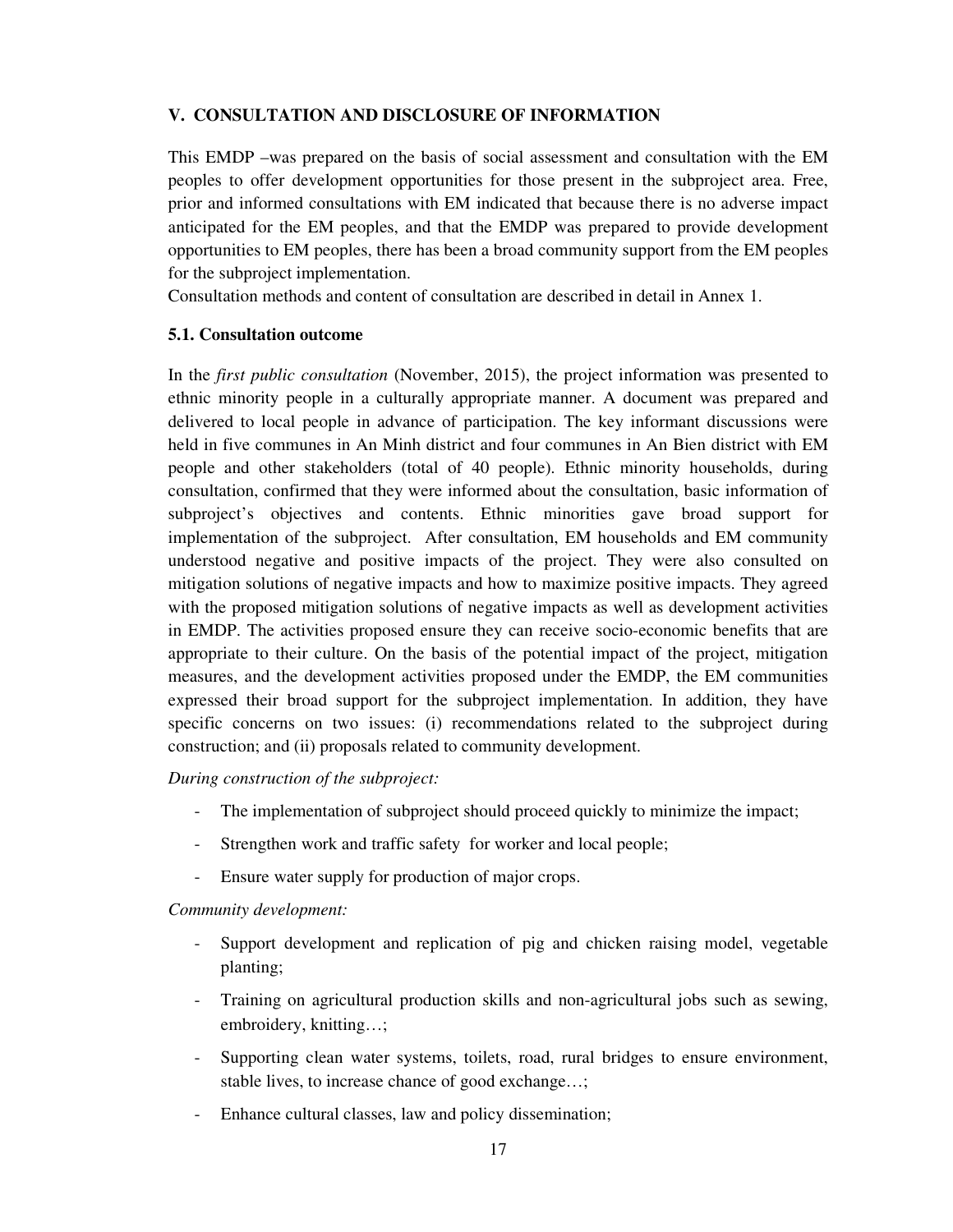## V. CONSULTATION AND DISCLOSURE OF INFORMATION

This EMDP –was prepared on the basis of social assessment and consultation with the EM peoples to offer development opportunities for those present in the subproject area. Free, prior and informed consultations with EM indicated that because there is no adverse impact anticipated for the EM peoples, and that the EMDP was prepared to provide development opportunities to EM peoples, there has been a broad community support from the EM peoples for the subproject implementation.

Consultation methods and content of consultation are described in detail in Annex 1.

### 5.1. Consultation outcome

In the *first public consultation* (November, 2015), the project information was presented to ethnic minority people in a culturally appropriate manner. A document was prepared and delivered to local people in advance of participation. The key informant discussions were held in five communes in An Minh district and four communes in An Bien district with EM people and other stakeholders (total of 40 people). Ethnic minority households, during consultation, confirmed that they were informed about the consultation, basic information of subproject's objectives and contents. Ethnic minorities gave broad support for implementation of the subproject. After consultation, EM households and EM community understood negative and positive impacts of the project. They were also consulted on mitigation solutions of negative impacts and how to maximize positive impacts. They agreed with the proposed mitigation solutions of negative impacts as well as development activities in EMDP. The activities proposed ensure they can receive socio-economic benefits that are appropriate to their culture. On the basis of the potential impact of the project, mitigation measures, and the development activities proposed under the EMDP, the EM communities expressed their broad support for the subproject implementation. In addition, they have specific concerns on two issues: (i) recommendations related to the subproject during construction; and (ii) proposals related to community development.

*During construction of the subproject:*

- The implementation of subproject should proceed quickly to minimize the impact;
- Strengthen work and traffic safety for worker and local people;
- Ensure water supply for production of major crops.

*Community development:*

- Support development and replication of pig and chicken raising model, vegetable planting;
- Training on agricultural production skills and non-agricultural jobs such as sewing, embroidery, knitting…;
- Supporting clean water systems, toilets, road, rural bridges to ensure environment, stable lives, to increase chance of good exchange…;
- Enhance cultural classes, law and policy dissemination;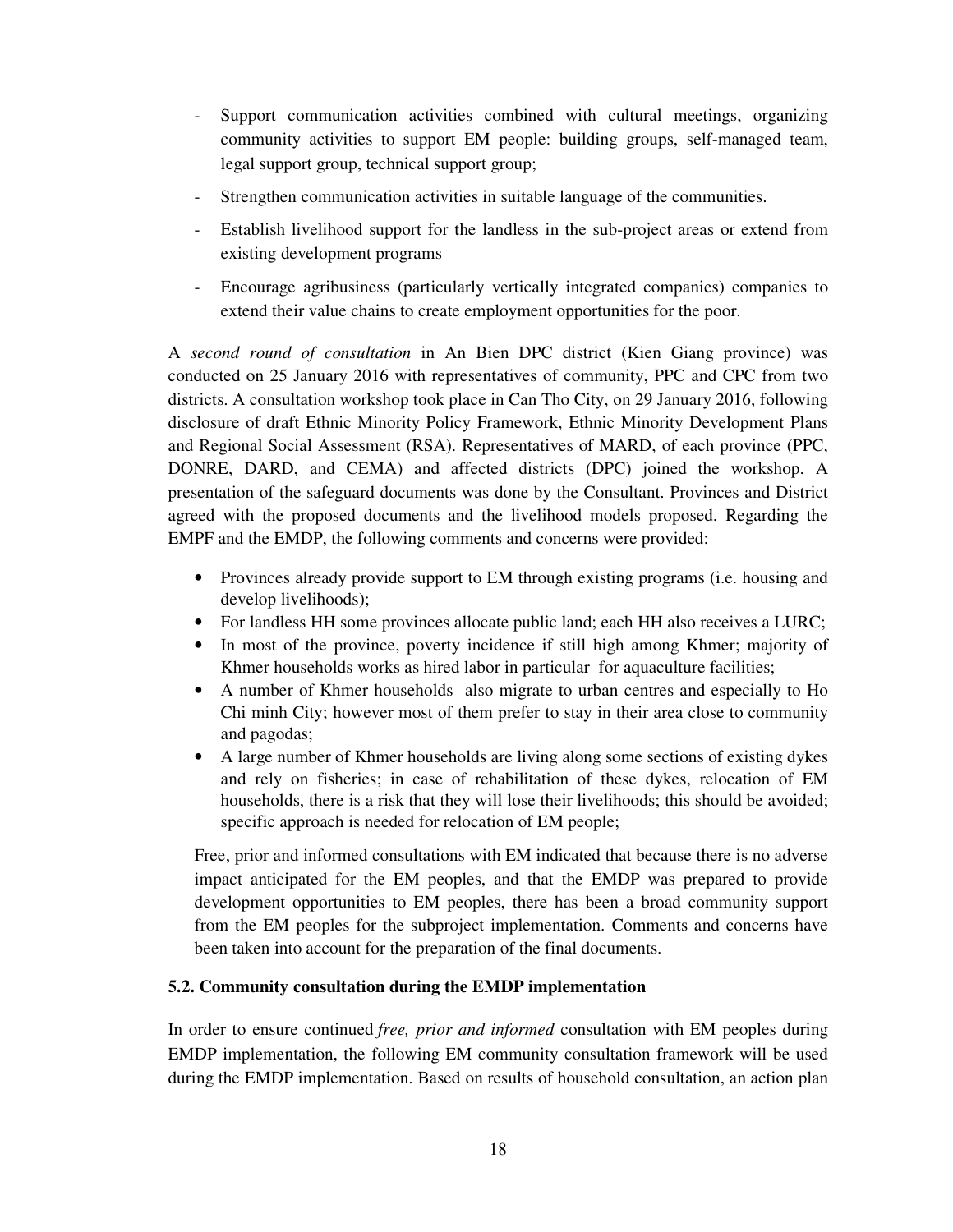- Support communication activities combined with cultural meetings, organizing community activities to support EM people: building groups, self-managed team, legal support group, technical support group;
- Strengthen communication activities in suitable language of the communities.
- Establish livelihood support for the landless in the sub-project areas or extend from existing development programs
- Encourage agribusiness (particularly vertically integrated companies) companies to extend their value chains to create employment opportunities for the poor.

A *second round of consultation* in An Bien DPC district (Kien Giang province) was conducted on 25 January 2016 with representatives of community, PPC and CPC from two districts. A consultation workshop took place in Can Tho City, on 29 January 2016, following disclosure of draft Ethnic Minority Policy Framework, Ethnic Minority Development Plans and Regional Social Assessment (RSA). Representatives of MARD, of each province (PPC, DONRE, DARD, and CEMA) and affected districts (DPC) joined the workshop. A presentation of the safeguard documents was done by the Consultant. Provinces and District agreed with the proposed documents and the livelihood models proposed. Regarding the EMPF and the EMDP, the following comments and concerns were provided:

- Provinces already provide support to EM through existing programs (i.e. housing and develop livelihoods);
- For landless HH some provinces allocate public land; each HH also receives a LURC;
- In most of the province, poverty incidence if still high among Khmer; majority of Khmer households works as hired labor in particular for aquaculture facilities;
- A number of Khmer households also migrate to urban centres and especially to Ho Chi minh City; however most of them prefer to stay in their area close to community and pagodas;
- A large number of Khmer households are living along some sections of existing dykes and rely on fisheries; in case of rehabilitation of these dykes, relocation of EM households, there is a risk that they will lose their livelihoods; this should be avoided; specific approach is needed for relocation of EM people;

Free, prior and informed consultations with EM indicated that because there is no adverse impact anticipated for the EM peoples, and that the EMDP was prepared to provide development opportunities to EM peoples, there has been a broad community support from the EM peoples for the subproject implementation. Comments and concerns have been taken into account for the preparation of the final documents.

### 5.2. Community consultation during the EMDP implementation

In order to ensure continued *free, prior and informed* consultation with EM peoples during EMDP implementation, the following EM community consultation framework will be used during the EMDP implementation. Based on results of household consultation, an action plan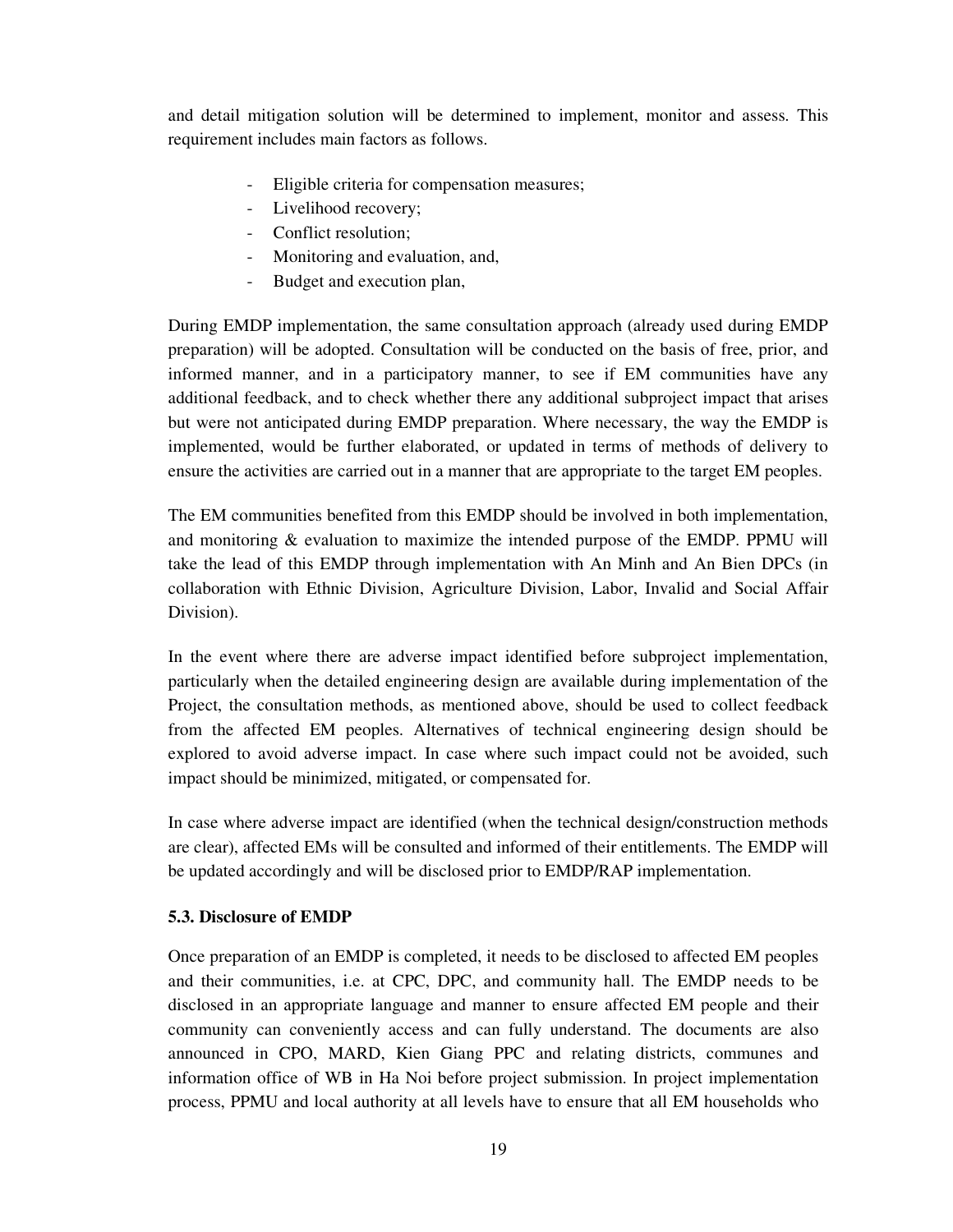and detail mitigation solution will be determined to implement, monitor and assess. This requirement includes main factors as follows.

- Eligible criteria for compensation measures;
- Livelihood recovery;
- Conflict resolution;
- Monitoring and evaluation, and,
- Budget and execution plan,

During EMDP implementation, the same consultation approach (already used during EMDP preparation) will be adopted. Consultation will be conducted on the basis of free, prior, and informed manner, and in a participatory manner, to see if EM communities have any additional feedback, and to check whether there any additional subproject impact that arises but were not anticipated during EMDP preparation. Where necessary, the way the EMDP is implemented, would be further elaborated, or updated in terms of methods of delivery to ensure the activities are carried out in a manner that are appropriate to the target EM peoples.

The EM communities benefited from this EMDP should be involved in both implementation, and monitoring & evaluation to maximize the intended purpose of the EMDP. PPMU will take the lead of this EMDP through implementation with An Minh and An Bien DPCs (in collaboration with Ethnic Division, Agriculture Division, Labor, Invalid and Social Affair Division).

In the event where there are adverse impact identified before subproject implementation, particularly when the detailed engineering design are available during implementation of the Project, the consultation methods, as mentioned above, should be used to collect feedback from the affected EM peoples. Alternatives of technical engineering design should be explored to avoid adverse impact. In case where such impact could not be avoided, such impact should be minimized, mitigated, or compensated for.

In case where adverse impact are identified (when the technical design/construction methods are clear), affected EMs will be consulted and informed of their entitlements. The EMDP will be updated accordingly and will be disclosed prior to EMDP/RAP implementation.

**5.3. Disclosure of EMDP**

Once preparation of an EMDP is completed, it needs to be disclosed to affected EM peoples and their communities, i.e. at CPC, DPC, and community hall. The EMDP needs to be disclosed in an appropriate language and manner to ensure affected EM people and their community can conveniently access and can fully understand. The documents are also announced in CPO, MARD, Kien Giang PPC and relating districts, communes and information office of WB in Ha Noi before project submission. In project implementation process, PPMU and local authority at all levels have to ensure that all EM households who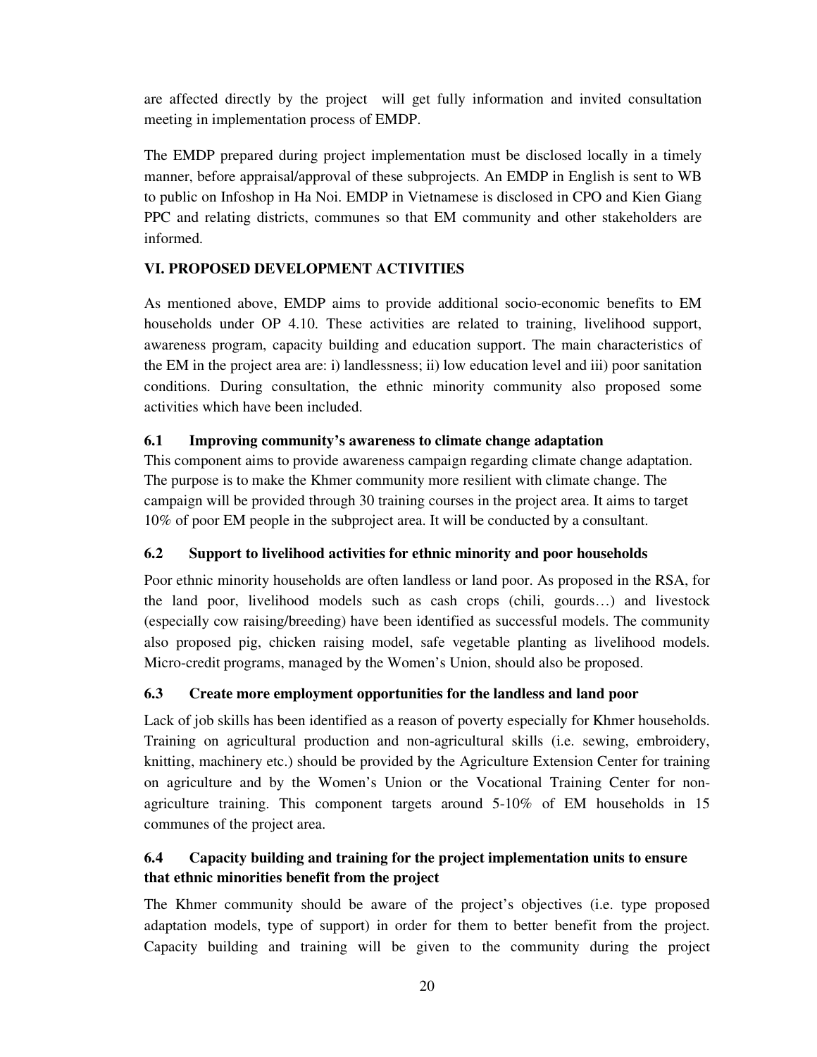are affected directly by the project will get fully information and invited consultation meeting in implementation process of EMDP.

The EMDP prepared during project implementation must be disclosed locally in a timely manner, before appraisal/approval of these subprojects. An EMDP in English is sent to WB to public on Infoshop in Ha Noi. EMDP in Vietnamese is disclosed in CPO and Kien Giang PPC and relating districts, communes so that EM community and other stakeholders are informed.

## VI. PROPOSED DEVELOPMENT ACTIVITIES

As mentioned above, EMDP aims to provide additional socio-economic benefits to EM households under OP 4.10. These activities are related to training, livelihood support, awareness program, capacity building and education support. The main characteristics of the EM in the project area are: i) landlessness; ii) low education level and iii) poor sanitation conditions. During consultation, the ethnic minority community also proposed some activities which have been included.

### 6.1 Improving community's awareness to climate change adaptation

This component aims to provide awareness campaign regarding climate change adaptation. The purpose is to make the Khmer community more resilient with climate change. The campaign will be provided through 30 training courses in the project area. It aims to target 10% of poor EM people in the subproject area. It will be conducted by a consultant.

### 6.2 Support to livelihood activities for ethnic minority and poor households

Poor ethnic minority households are often landless or land poor. As proposed in the RSA, for the land poor, livelihood models such as cash crops (chili, gourds…) and livestock (especially cow raising/breeding) have been identified as successful models. The community also proposed pig, chicken raising model, safe vegetable planting as livelihood models. Micro-credit programs, managed by the Women's Union, should also be proposed.

### 6.3 Create more employment opportunities for the landless and land poor

Lack of job skills has been identified as a reason of poverty especially for Khmer households. Training on agricultural production and non-agricultural skills (i.e. sewing, embroidery, knitting, machinery etc.) should be provided by the Agriculture Extension Center for training on agriculture and by the Women's Union or the Vocational Training Center for non-agriculture training. This component targets around 5-10% of EM households in 15 communes of the project area.

### 6.4 Capacity building and training for the project implementation units to ensure that ethnic minorities benefit from the project

The Khmer community should be aware of the project's objectives (i.e. type proposed adaptation models, type of support) in order for them to better benefit from the project. Capacity building and training will be given to the community during the project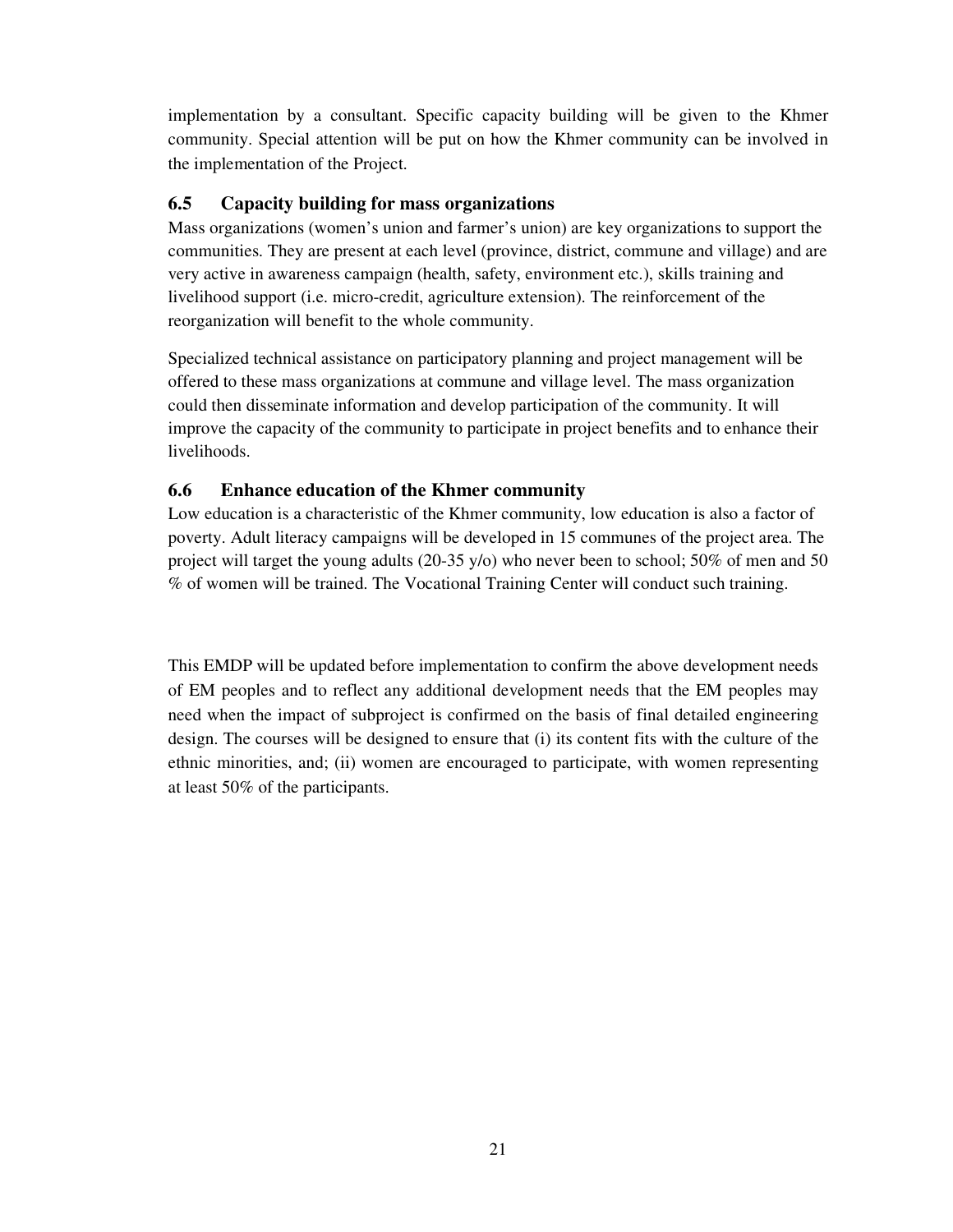implementation by a consultant. Specific capacity building will be given to the Khmer community. Special attention will be put on how the Khmer community can be involved in the implementation of the Project.

### 6.5 Capacity building for mass organizations

Mass organizations (women's union and farmer's union) are key organizations to support the communities. They are present at each level (province, district, commune and village) and are very active in awareness campaign (health, safety, environment etc.), skills training and livelihood support (i.e. micro-credit, agriculture extension). The reinforcement of the reorganization will benefit to the whole community.

Specialized technical assistance on participatory planning and project management will be offered to these mass organizations at commune and village level. The mass organization could then disseminate information and develop participation of the community. It will improve the capacity of the community to participate in project benefits and to enhance their livelihoods.

### 6.6 Enhance education of the Khmer community

Low education is a characteristic of the Khmer community, low education is also a factor of poverty. Adult literacy campaigns will be developed in 15 communes of the project area. The project will target the young adults (20-35 y/o) who never been to school; 50% of men and 50 % of women will be trained. The Vocational Training Center will conduct such training.

This EMDP will be updated before implementation to confirm the above development needs of EM peoples and to reflect any additional development needs that the EM peoples may need when the impact of subproject is confirmed on the basis of final detailed engineering design. The courses will be designed to ensure that (i) its content fits with the culture of the ethnic minorities, and; (ii) women are encouraged to participate, with women representing at least 50% of the participants.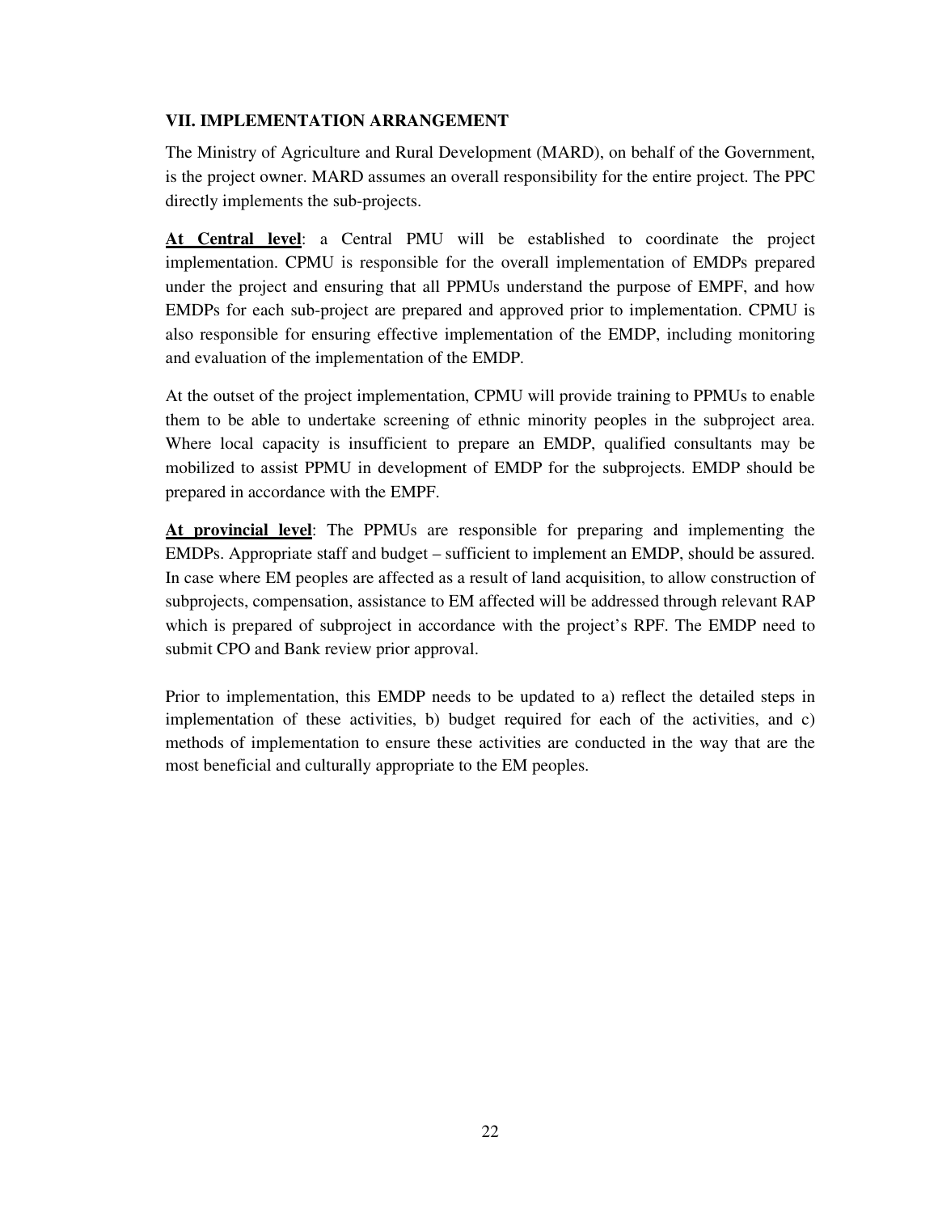## VII. IMPLEMENTATION ARRANGEMENT

The Ministry of Agriculture and Rural Development (MARD), on behalf of the Government, is the project owner. MARD assumes an overall responsibility for the entire project. The PPC directly implements the sub-projects.

**At Central level**: a Central PMU will be established to coordinate the project implementation. CPMU is responsible for the overall implementation of EMDPs prepared under the project and ensuring that all PPMUs understand the purpose of EMPF, and how EMDPs for each sub-project are prepared and approved prior to implementation. CPMU is also responsible for ensuring effective implementation of the EMDP, including monitoring and evaluation of the implementation of the EMDP.

At the outset of the project implementation, CPMU will provide training to PPMUs to enable them to be able to undertake screening of ethnic minority peoples in the subproject area. Where local capacity is insufficient to prepare an EMDP, qualified consultants may be mobilized to assist PPMU in development of EMDP for the subprojects. EMDP should be prepared in accordance with the EMPF.

**At provincial level**: The PPMUs are responsible for preparing and implementing the EMDPs. Appropriate staff and budget – sufficient to implement an EMDP, should be assured. In case where EM peoples are affected as a result of land acquisition, to allow construction of subprojects, compensation, assistance to EM affected will be addressed through relevant RAP which is prepared of subproject in accordance with the project's RPF. The EMDP need to submit CPO and Bank review prior approval.

Prior to implementation, this EMDP needs to be updated to a) reflect the detailed steps in implementation of these activities, b) budget required for each of the activities, and c) methods of implementation to ensure these activities are conducted in the way that are the most beneficial and culturally appropriate to the EM peoples.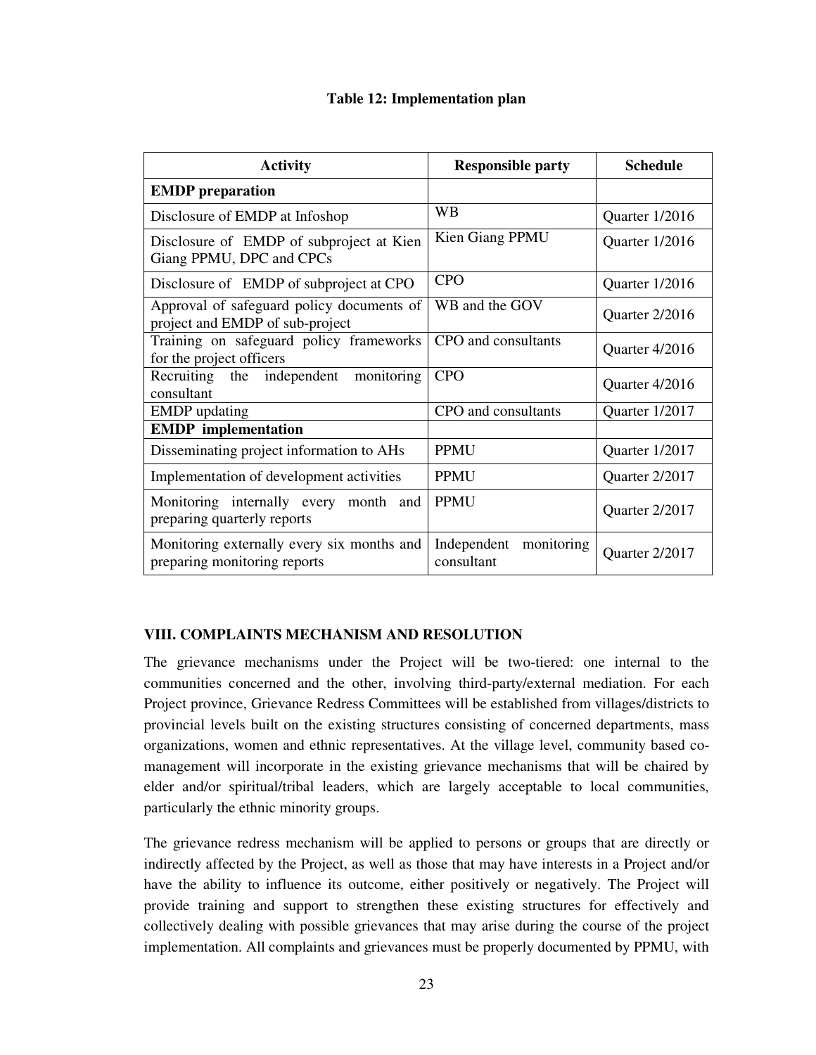**Table 12: Implementation plan**

| Activity | Responsible party | Schedule |
|---|---|---|
| **EMDP preparation** | | |
| Disclosure of EMDP at Infoshop | WB | Quarter 1/2016 |
| Disclosure of EMDP of subproject at Kien Giang PPMU, DPC and CPCs | Kien Giang PPMU | Quarter 1/2016 |
| Disclosure of EMDP of subproject at CPO | CPO | Quarter 1/2016 |
| Approval of safeguard policy documents of project and EMDP of sub-project | WB and the GOV | Quarter 2/2016 |
| Training on safeguard policy frameworks for the project officers | CPO and consultants | Quarter 4/2016 |
| Recruiting the independent monitoring consultant | CPO | Quarter 4/2016 |
| EMDP updating | CPO and consultants | Quarter 1/2017 |
| **EMDP implementation** | | |
| Disseminating project information to AHs | PPMU | Quarter 1/2017 |
| Implementation of development activities | PPMU | Quarter 2/2017 |
| Monitoring internally every month and preparing quarterly reports | PPMU | Quarter 2/2017 |
| Monitoring externally every six months and preparing monitoring reports | Independent monitoring consultant | Quarter 2/2017 |

## VIII. COMPLAINTS MECHANISM AND RESOLUTION

The grievance mechanisms under the Project will be two-tiered: one internal to the communities concerned and the other, involving third-party/external mediation. For each Project province, Grievance Redress Committees will be established from villages/districts to provincial levels built on the existing structures consisting of concerned departments, mass organizations, women and ethnic representatives. At the village level, community based co-management will incorporate in the existing grievance mechanisms that will be chaired by elder and/or spiritual/tribal leaders, which are largely acceptable to local communities, particularly the ethnic minority groups.

The grievance redress mechanism will be applied to persons or groups that are directly or indirectly affected by the Project, as well as those that may have interests in a Project and/or have the ability to influence its outcome, either positively or negatively. The Project will provide training and support to strengthen these existing structures for effectively and collectively dealing with possible grievances that may arise during the course of the project implementation. All complaints and grievances must be properly documented by PPMU, with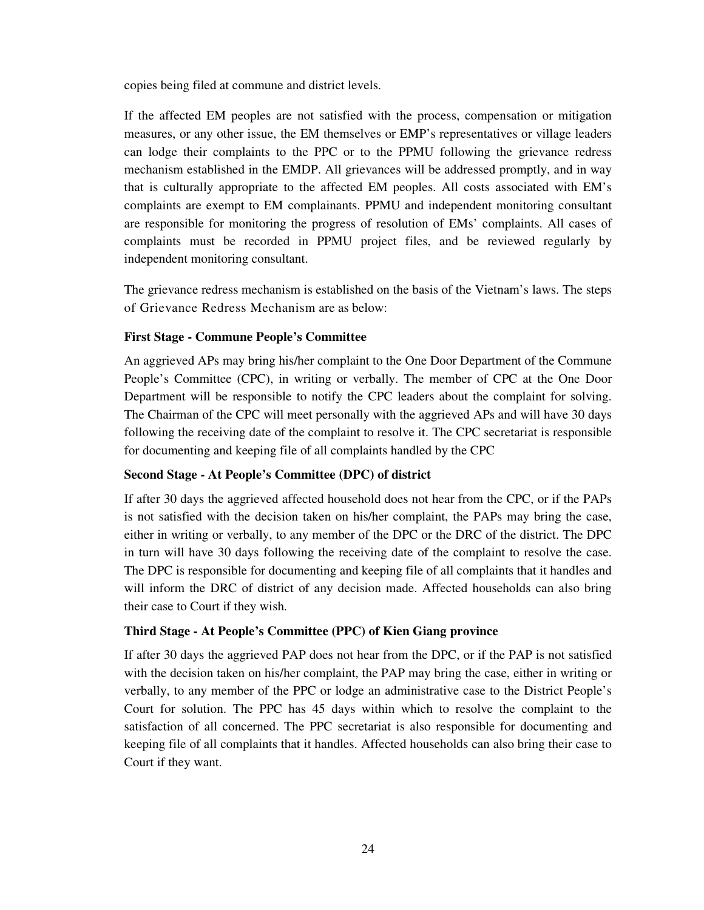copies being filed at commune and district levels.

If the affected EM peoples are not satisfied with the process, compensation or mitigation measures, or any other issue, the EM themselves or EMP's representatives or village leaders can lodge their complaints to the PPC or to the PPMU following the grievance redress mechanism established in the EMDP. All grievances will be addressed promptly, and in way that is culturally appropriate to the affected EM peoples. All costs associated with EM's complaints are exempt to EM complainants. PPMU and independent monitoring consultant are responsible for monitoring the progress of resolution of EMs' complaints. All cases of complaints must be recorded in PPMU project files, and be reviewed regularly by independent monitoring consultant.

The grievance redress mechanism is established on the basis of the Vietnam's laws. The steps of Grievance Redress Mechanism are as below:

**First Stage - Commune People's Committee**

An aggrieved APs may bring his/her complaint to the One Door Department of the Commune People's Committee (CPC), in writing or verbally. The member of CPC at the One Door Department will be responsible to notify the CPC leaders about the complaint for solving. The Chairman of the CPC will meet personally with the aggrieved APs and will have 30 days following the receiving date of the complaint to resolve it. The CPC secretariat is responsible for documenting and keeping file of all complaints handled by the CPC

**Second Stage - At People's Committee (DPC) of district**

If after 30 days the aggrieved affected household does not hear from the CPC, or if the PAPs is not satisfied with the decision taken on his/her complaint, the PAPs may bring the case, either in writing or verbally, to any member of the DPC or the DRC of the district. The DPC in turn will have 30 days following the receiving date of the complaint to resolve the case. The DPC is responsible for documenting and keeping file of all complaints that it handles and will inform the DRC of district of any decision made. Affected households can also bring their case to Court if they wish.

**Third Stage - At People's Committee (PPC) of Kien Giang province**

If after 30 days the aggrieved PAP does not hear from the DPC, or if the PAP is not satisfied with the decision taken on his/her complaint, the PAP may bring the case, either in writing or verbally, to any member of the PPC or lodge an administrative case to the District People's Court for solution. The PPC has 45 days within which to resolve the complaint to the satisfaction of all concerned. The PPC secretariat is also responsible for documenting and keeping file of all complaints that it handles. Affected households can also bring their case to Court if they want.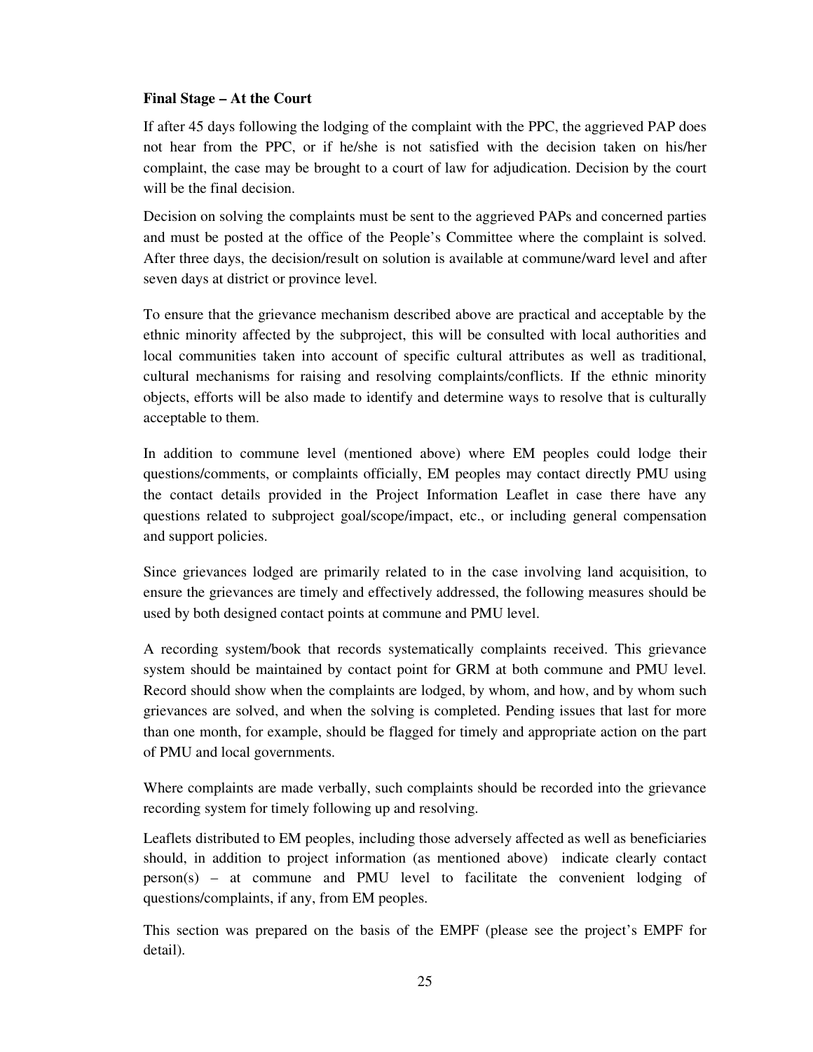**Final Stage – At the Court**

If after 45 days following the lodging of the complaint with the PPC, the aggrieved PAP does not hear from the PPC, or if he/she is not satisfied with the decision taken on his/her complaint, the case may be brought to a court of law for adjudication. Decision by the court will be the final decision.

Decision on solving the complaints must be sent to the aggrieved PAPs and concerned parties and must be posted at the office of the People's Committee where the complaint is solved. After three days, the decision/result on solution is available at commune/ward level and after seven days at district or province level.

To ensure that the grievance mechanism described above are practical and acceptable by the ethnic minority affected by the subproject, this will be consulted with local authorities and local communities taken into account of specific cultural attributes as well as traditional, cultural mechanisms for raising and resolving complaints/conflicts. If the ethnic minority objects, efforts will be also made to identify and determine ways to resolve that is culturally acceptable to them.

In addition to commune level (mentioned above) where EM peoples could lodge their questions/comments, or complaints officially, EM peoples may contact directly PMU using the contact details provided in the Project Information Leaflet in case there have any questions related to subproject goal/scope/impact, etc., or including general compensation and support policies.

Since grievances lodged are primarily related to in the case involving land acquisition, to ensure the grievances are timely and effectively addressed, the following measures should be used by both designed contact points at commune and PMU level.

A recording system/book that records systematically complaints received. This grievance system should be maintained by contact point for GRM at both commune and PMU level. Record should show when the complaints are lodged, by whom, and how, and by whom such grievances are solved, and when the solving is completed. Pending issues that last for more than one month, for example, should be flagged for timely and appropriate action on the part of PMU and local governments.

Where complaints are made verbally, such complaints should be recorded into the grievance recording system for timely following up and resolving.

Leaflets distributed to EM peoples, including those adversely affected as well as beneficiaries should, in addition to project information (as mentioned above) indicate clearly contact person(s) – at commune and PMU level to facilitate the convenient lodging of questions/complaints, if any, from EM peoples.

This section was prepared on the basis of the EMPF (please see the project's EMPF for detail).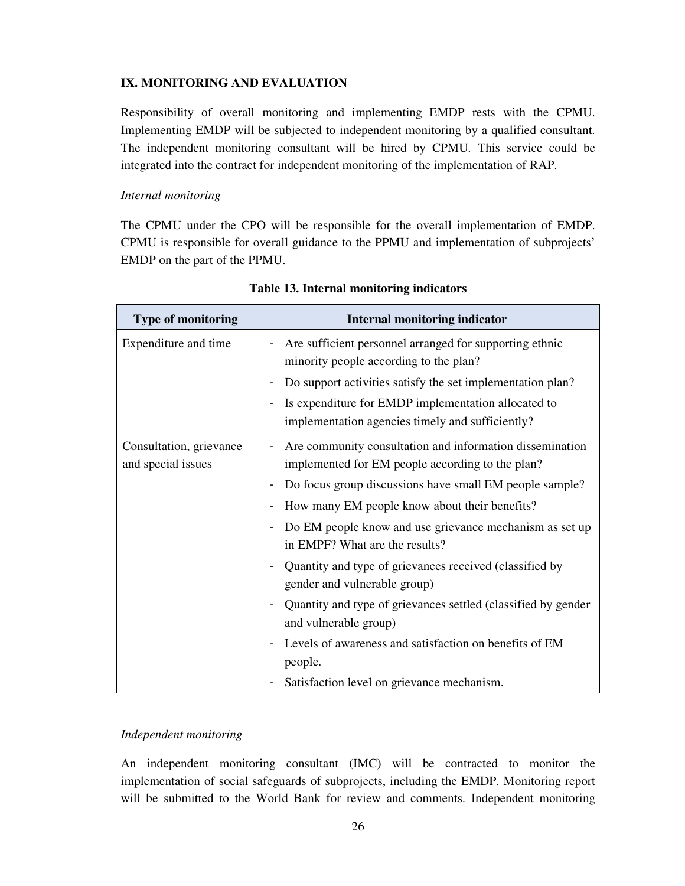## IX. MONITORING AND EVALUATION

Responsibility of overall monitoring and implementing EMDP rests with the CPMU. Implementing EMDP will be subjected to independent monitoring by a qualified consultant. The independent monitoring consultant will be hired by CPMU. This service could be integrated into the contract for independent monitoring of the implementation of RAP.

*Internal monitoring*

The CPMU under the CPO will be responsible for the overall implementation of EMDP. CPMU is responsible for overall guidance to the PPMU and implementation of subprojects' EMDP on the part of the PPMU.

**Table 13. Internal monitoring indicators**

| Type of monitoring | Internal monitoring indicator |
|---|---|
| Expenditure and time | - Are sufficient personnel arranged for supporting ethnic minority people according to the plan?<br>- Do support activities satisfy the set implementation plan?<br>- Is expenditure for EMDP implementation allocated to implementation agencies timely and sufficiently? |
| Consultation, grievance and special issues | - Are community consultation and information dissemination implemented for EM people according to the plan?<br>- Do focus group discussions have small EM people sample?<br>- How many EM people know about their benefits?<br>- Do EM people know and use grievance mechanism as set up in EMPF? What are the results?<br>- Quantity and type of grievances received (classified by gender and vulnerable group)<br>- Quantity and type of grievances settled (classified by gender and vulnerable group)<br>- Levels of awareness and satisfaction on benefits of EM people.<br>- Satisfaction level on grievance mechanism. |

*Independent monitoring*

An independent monitoring consultant (IMC) will be contracted to monitor the implementation of social safeguards of subprojects, including the EMDP. Monitoring report will be submitted to the World Bank for review and comments. Independent monitoring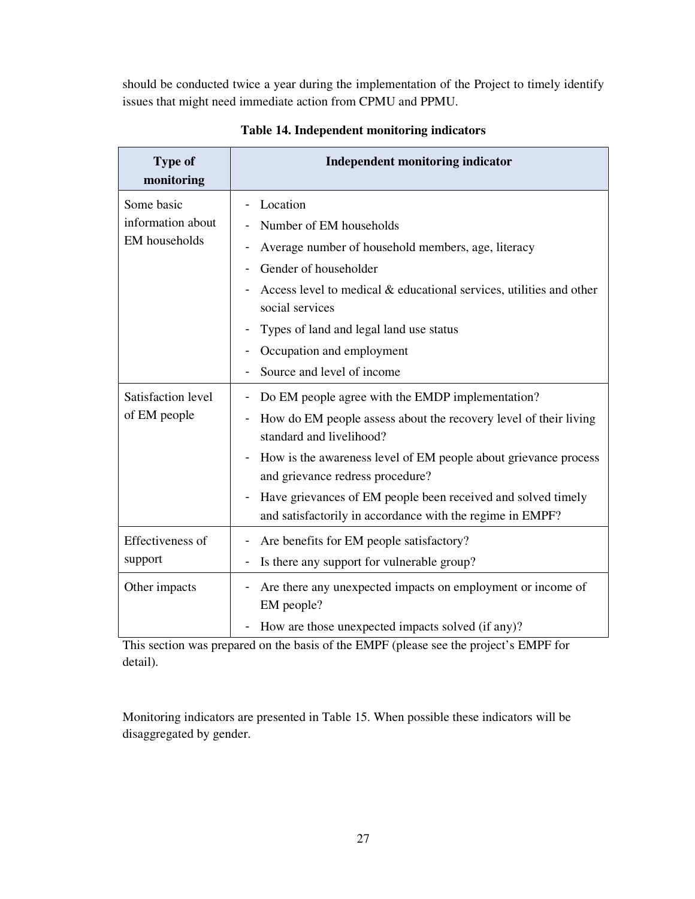should be conducted twice a year during the implementation of the Project to timely identify issues that might need immediate action from CPMU and PPMU.

**Table 14. Independent monitoring indicators**

| Type of monitoring | Independent monitoring indicator |
|---|---|
| Some basic information about EM households | - Location<br>- Number of EM households<br>- Average number of household members, age, literacy<br>- Gender of householder<br>- Access level to medical & educational services, utilities and other social services<br>- Types of land and legal land use status<br>- Occupation and employment<br>- Source and level of income |
| Satisfaction level of EM people | - Do EM people agree with the EMDP implementation?<br>- How do EM people assess about the recovery level of their living standard and livelihood?<br>- How is the awareness level of EM people about grievance process and grievance redress procedure?<br>- Have grievances of EM people been received and solved timely and satisfactorily in accordance with the regime in EMPF? |
| Effectiveness of support | - Are benefits for EM people satisfactory?<br>- Is there any support for vulnerable group? |
| Other impacts | - Are there any unexpected impacts on employment or income of EM people?<br>- How are those unexpected impacts solved (if any)? |

This section was prepared on the basis of the EMPF (please see the project's EMPF for detail).

Monitoring indicators are presented in Table 15. When possible these indicators will be disaggregated by gender.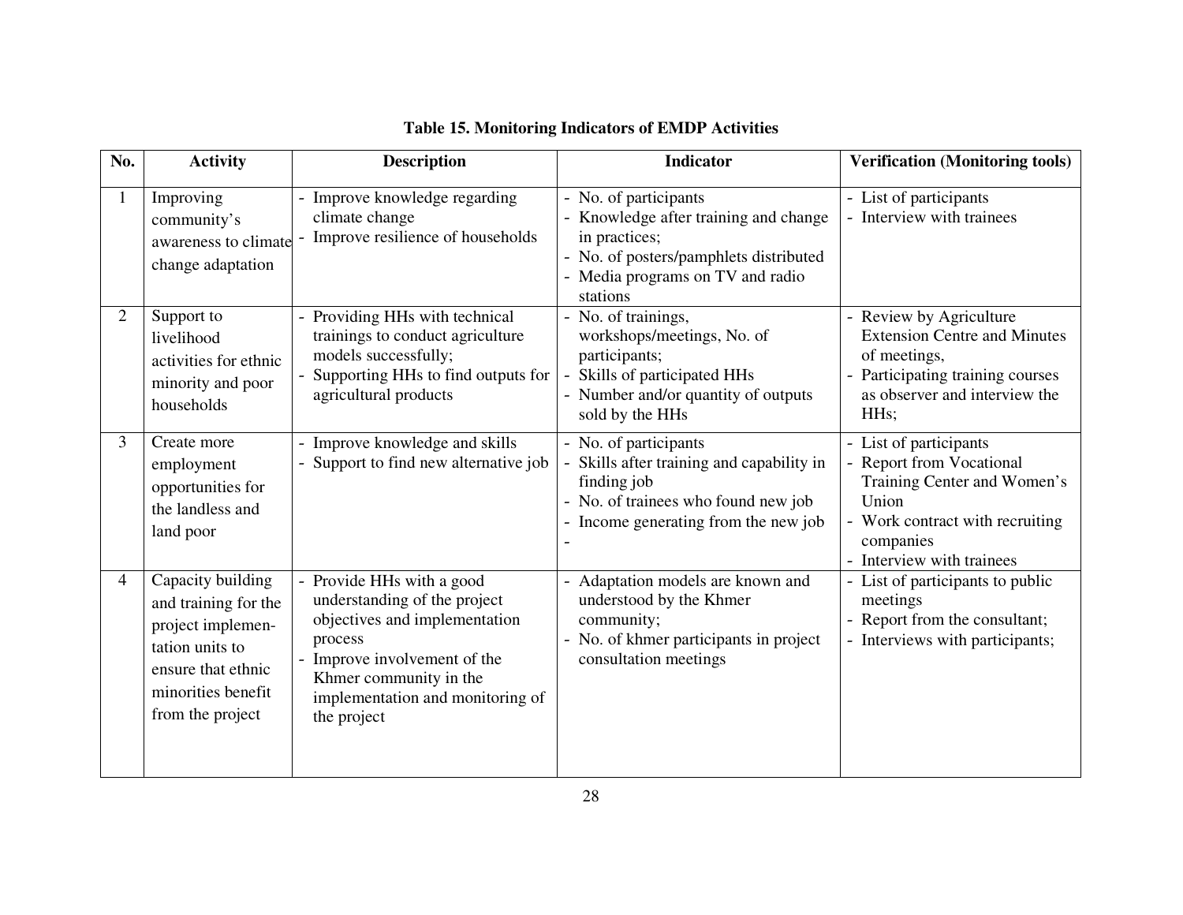**Table 15. Monitoring Indicators of EMDP Activities**

| No. | Activity | Description | Indicator | Verification (Monitoring tools) |
|---|---|---|---|---|
| 1 | Improving community's awareness to climate change adaptation | - Improve knowledge regarding climate change<br>- Improve resilience of households | - No. of participants<br>- Knowledge after training and change in practices;<br>- No. of posters/pamphlets distributed<br>- Media programs on TV and radio stations | - List of participants<br>- Interview with trainees |
| 2 | Support to livelihood activities for ethnic minority and poor households | - Providing HHs with technical trainings to conduct agriculture models successfully;<br>- Supporting HHs to find outputs for agricultural products | - No. of trainings, workshops/meetings, No. of participants;<br>- Skills of participated HHs<br>- Number and/or quantity of outputs sold by the HHs | - Review by Agriculture Extension Centre and Minutes of meetings,<br>- Participating training courses as observer and interview the HHs; |
| 3 | Create more employment opportunities for the landless and land poor | - Improve knowledge and skills<br>- Support to find new alternative job | - No. of participants<br>- Skills after training and capability in finding job<br>- No. of trainees who found new job<br>- Income generating from the new job<br>- | - List of participants<br>- Report from Vocational Training Center and Women's Union<br>- Work contract with recruiting companies<br>- Interview with trainees |
| 4 | Capacity building and training for the project implementation units to ensure that ethnic minorities benefit from the project | - Provide HHs with a good understanding of the project objectives and implementation process<br>- Improve involvement of the Khmer community in the implementation and monitoring of the project | - Adaptation models are known and understood by the Khmer community;<br>- No. of khmer participants in project consultation meetings | - List of participants to public meetings<br>- Report from the consultant;<br>- Interviews with participants; |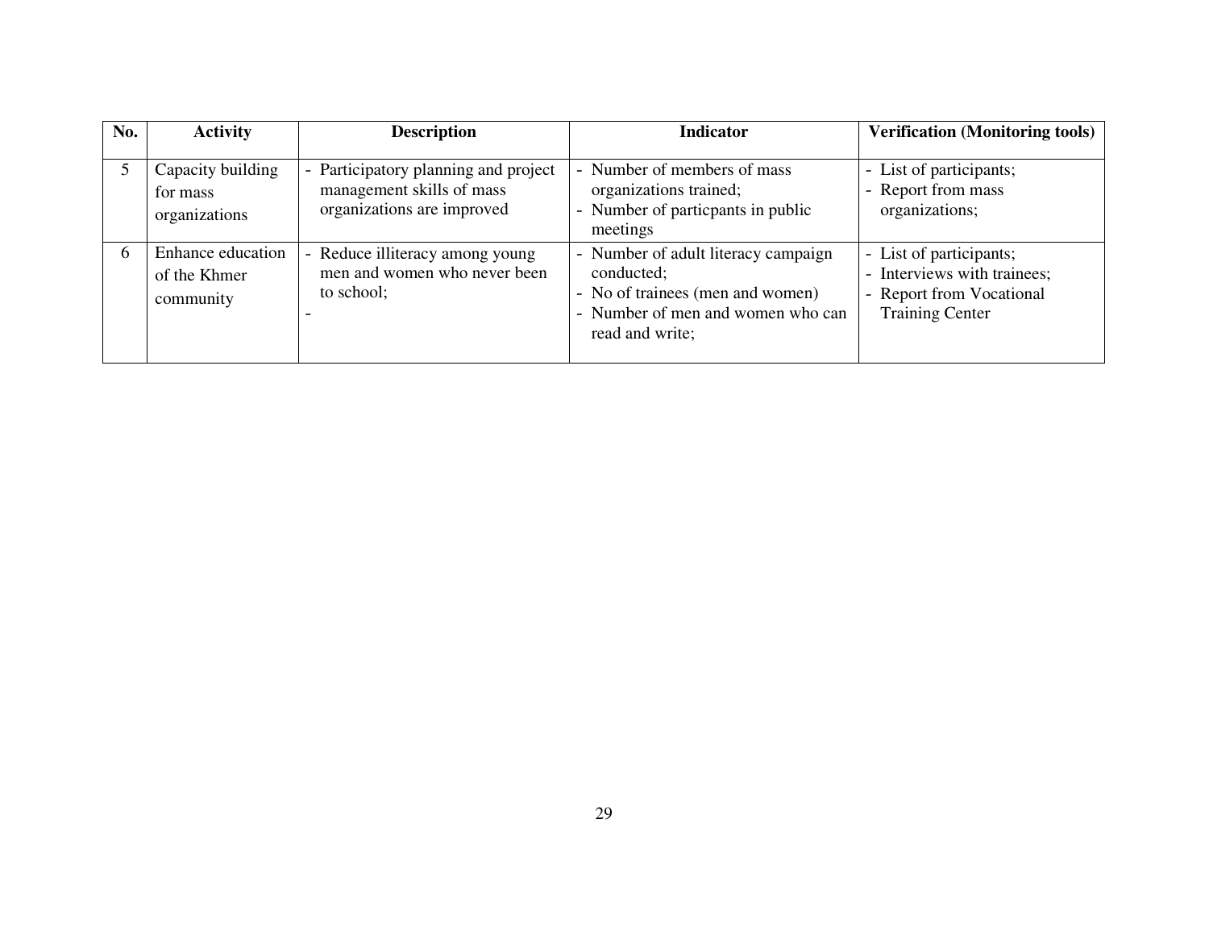| No. | Activity | Description | Indicator | Verification (Monitoring tools) |
|---|---|---|---|---|
| 5 | Capacity building for mass organizations | - Participatory planning and project management skills of mass organizations are improved | - Number of members of mass organizations trained;<br>- Number of particpants in public meetings | - List of participants;<br>- Report from mass organizations; |
| 6 | Enhance education of the Khmer community | - Reduce illiteracy among young men and women who never been to school;<br>- | - Number of adult literacy campaign conducted;<br>- No of trainees (men and women)<br>- Number of men and women who can read and write; | - List of participants;<br>- Interviews with trainees;<br>- Report from Vocational Training Center |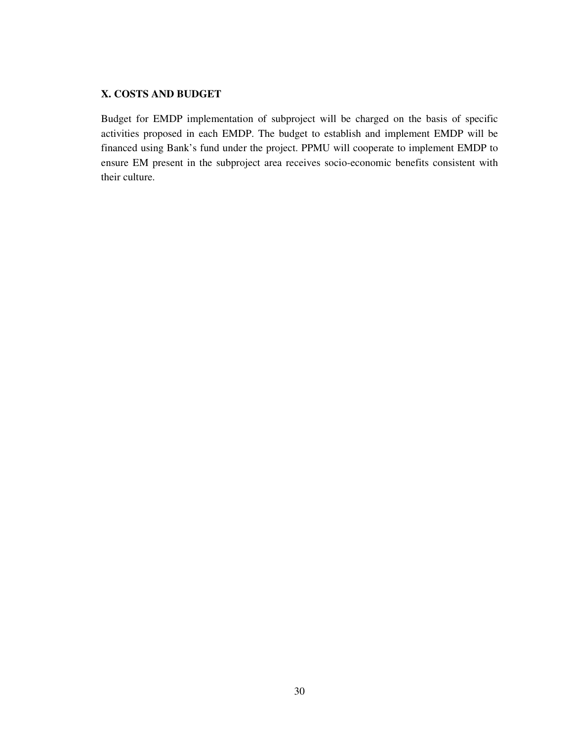## X. COSTS AND BUDGET

Budget for EMDP implementation of subproject will be charged on the basis of specific activities proposed in each EMDP. The budget to establish and implement EMDP will be financed using Bank's fund under the project. PPMU will cooperate to implement EMDP to ensure EM present in the subproject area receives socio-economic benefits consistent with their culture.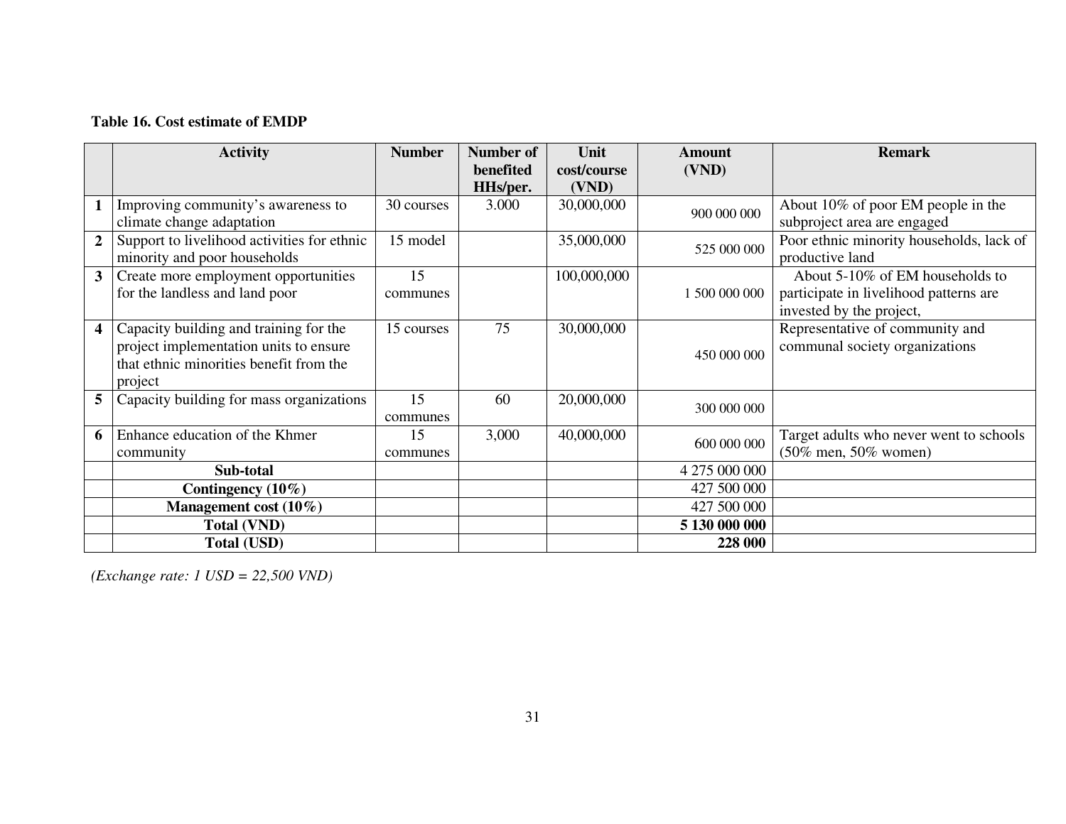**Table 16. Cost estimate of EMDP**

| | Activity | Number | Number of benefited HHs/per. | Unit cost/course (VND) | Amount (VND) | Remark |
|---|---|---|---|---|---|---|
| **1** | Improving community's awareness to climate change adaptation | 30 courses | 3.000 | 30,000,000 | 900 000 000 | About 10% of poor EM people in the subproject area are engaged |
| **2** | Support to livelihood activities for ethnic minority and poor households | 15 model | | 35,000,000 | 525 000 000 | Poor ethnic minority households, lack of productive land |
| **3** | Create more employment opportunities for the landless and land poor | 15 communes | | 100,000,000 | 1 500 000 000 | About 5-10% of EM households to participate in livelihood patterns are invested by the project, |
| **4** | Capacity building and training for the project implementation units to ensure that ethnic minorities benefit from the project | 15 courses | 75 | 30,000,000 | 450 000 000 | Representative of community and communal society organizations |
| **5** | Capacity building for mass organizations | 15 communes | 60 | 20,000,000 | 300 000 000 | |
| **6** | Enhance education of the Khmer community | 15 communes | 3,000 | 40,000,000 | 600 000 000 | Target adults who never went to schools (50% men, 50% women) |
| | **Sub-total** | | | | 4 275 000 000 | |
| | **Contingency (10%)** | | | | 427 500 000 | |
| | **Management cost (10%)** | | | | 427 500 000 | |
| | **Total (VND)** | | | | **5 130 000 000** | |
| | **Total (USD)** | | | | **228 000** | |

*(Exchange rate: 1 USD = 22,500 VND)*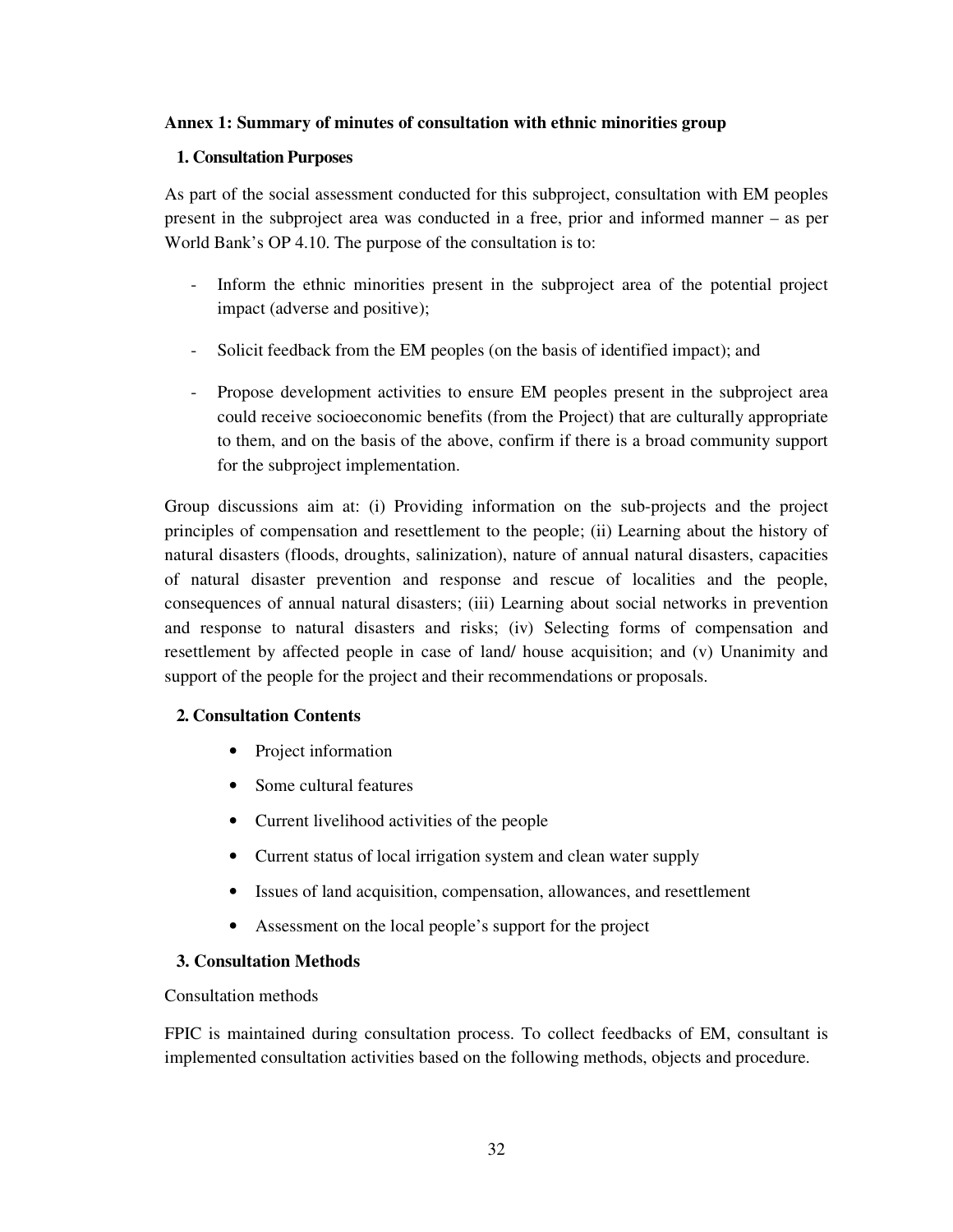**Annex 1: Summary of minutes of consultation with ethnic minorities group**

**1. Consultation Purposes**

As part of the social assessment conducted for this subproject, consultation with EM peoples present in the subproject area was conducted in a free, prior and informed manner – as per World Bank's OP 4.10. The purpose of the consultation is to:

- Inform the ethnic minorities present in the subproject area of the potential project impact (adverse and positive);
- Solicit feedback from the EM peoples (on the basis of identified impact); and
- Propose development activities to ensure EM peoples present in the subproject area could receive socioeconomic benefits (from the Project) that are culturally appropriate to them, and on the basis of the above, confirm if there is a broad community support for the subproject implementation.

Group discussions aim at: (i) Providing information on the sub-projects and the project principles of compensation and resettlement to the people; (ii) Learning about the history of natural disasters (floods, droughts, salinization), nature of annual natural disasters, capacities of natural disaster prevention and response and rescue of localities and the people, consequences of annual natural disasters; (iii) Learning about social networks in prevention and response to natural disasters and risks; (iv) Selecting forms of compensation and resettlement by affected people in case of land/ house acquisition; and (v) Unanimity and support of the people for the project and their recommendations or proposals.

**2. Consultation Contents**

- Project information
- Some cultural features
- Current livelihood activities of the people
- Current status of local irrigation system and clean water supply
- Issues of land acquisition, compensation, allowances, and resettlement
- Assessment on the local people's support for the project

**3. Consultation Methods**

Consultation methods

FPIC is maintained during consultation process. To collect feedbacks of EM, consultant is implemented consultation activities based on the following methods, objects and procedure.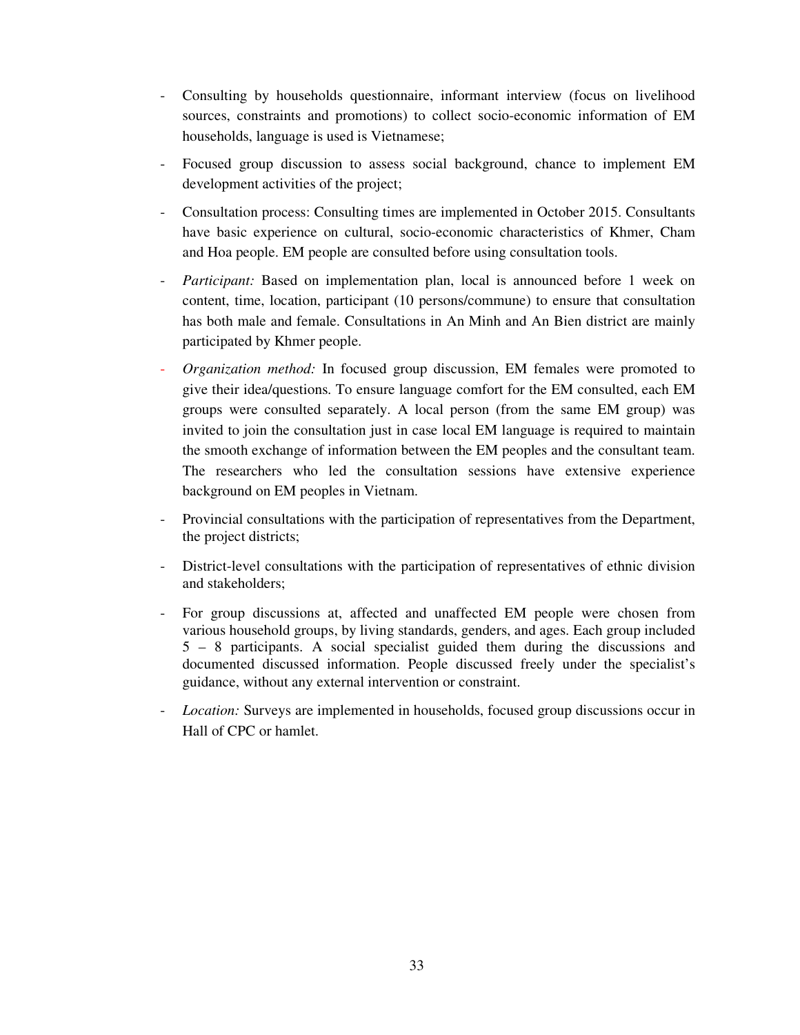- Consulting by households questionnaire, informant interview (focus on livelihood sources, constraints and promotions) to collect socio-economic information of EM households, language is used is Vietnamese;
- Focused group discussion to assess social background, chance to implement EM development activities of the project;
- Consultation process: Consulting times are implemented in October 2015. Consultants have basic experience on cultural, socio-economic characteristics of Khmer, Cham and Hoa people. EM people are consulted before using consultation tools.
- *Participant:* Based on implementation plan, local is announced before 1 week on content, time, location, participant (10 persons/commune) to ensure that consultation has both male and female. Consultations in An Minh and An Bien district are mainly participated by Khmer people.
- *Organization method:* In focused group discussion, EM females were promoted to give their idea/questions. To ensure language comfort for the EM consulted, each EM groups were consulted separately. A local person (from the same EM group) was invited to join the consultation just in case local EM language is required to maintain the smooth exchange of information between the EM peoples and the consultant team. The researchers who led the consultation sessions have extensive experience background on EM peoples in Vietnam.
- Provincial consultations with the participation of representatives from the Department, the project districts;
- District-level consultations with the participation of representatives of ethnic division and stakeholders;
- For group discussions at, affected and unaffected EM people were chosen from various household groups, by living standards, genders, and ages. Each group included 5 – 8 participants. A social specialist guided them during the discussions and documented discussed information. People discussed freely under the specialist's guidance, without any external intervention or constraint.
- *Location:* Surveys are implemented in households, focused group discussions occur in Hall of CPC or hamlet.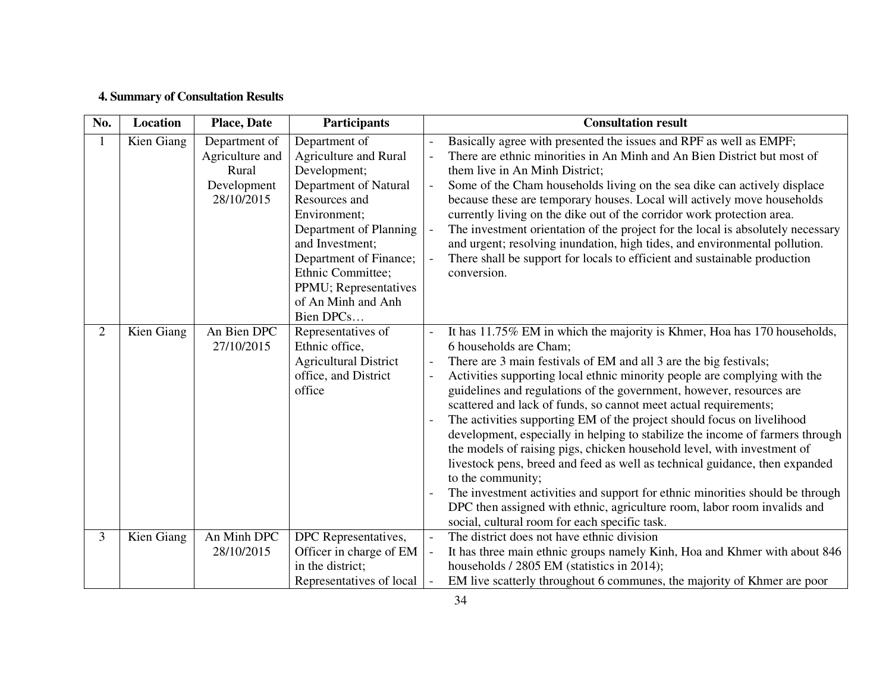### 4. Summary of Consultation Results

| No. | Location | Place, Date | Participants | Consultation result |
|---|---|---|---|---|
| 1 | Kien Giang | Department of Agriculture and Rural Development 28/10/2015 | Department of Agriculture and Rural Development; Department of Natural Resources and Environment; Department of Planning and Investment; Department of Finance; Ethnic Committee; PPMU; Representatives of An Minh and Anh Bien DPCs… | - Basically agree with presented the issues and RPF as well as EMPF;<br>- There are ethnic minorities in An Minh and An Bien District but most of them live in An Minh District;<br>- Some of the Cham households living on the sea dike can actively displace because these are temporary houses. Local will actively move households currently living on the dike out of the corridor work protection area.<br>- The investment orientation of the project for the local is absolutely necessary and urgent; resolving inundation, high tides, and environmental pollution.<br>- There shall be support for locals to efficient and sustainable production conversion. |
| 2 | Kien Giang | An Bien DPC 27/10/2015 | Representatives of Ethnic office, Agricultural District office, and District office | - It has 11.75% EM in which the majority is Khmer, Hoa has 170 households, 6 households are Cham;<br>- There are 3 main festivals of EM and all 3 are the big festivals;<br>- Activities supporting local ethnic minority people are complying with the guidelines and regulations of the government, however, resources are scattered and lack of funds, so cannot meet actual requirements;<br>- The activities supporting EM of the project should focus on livelihood development, especially in helping to stabilize the income of farmers through the models of raising pigs, chicken household level, with investment of livestock pens, breed and feed as well as technical guidance, then expanded to the community;<br>- The investment activities and support for ethnic minorities should be through DPC then assigned with ethnic, agriculture room, labor room invalids and social, cultural room for each specific task. |
| 3 | Kien Giang | An Minh DPC 28/10/2015 | DPC Representatives, Officer in charge of EM in the district; Representatives of local | - The district does not have ethnic division<br>- It has three main ethnic groups namely Kinh, Hoa and Khmer with about 846 households / 2805 EM (statistics in 2014);<br>- EM live scatterly throughout 6 communes, the majority of Khmer are poor |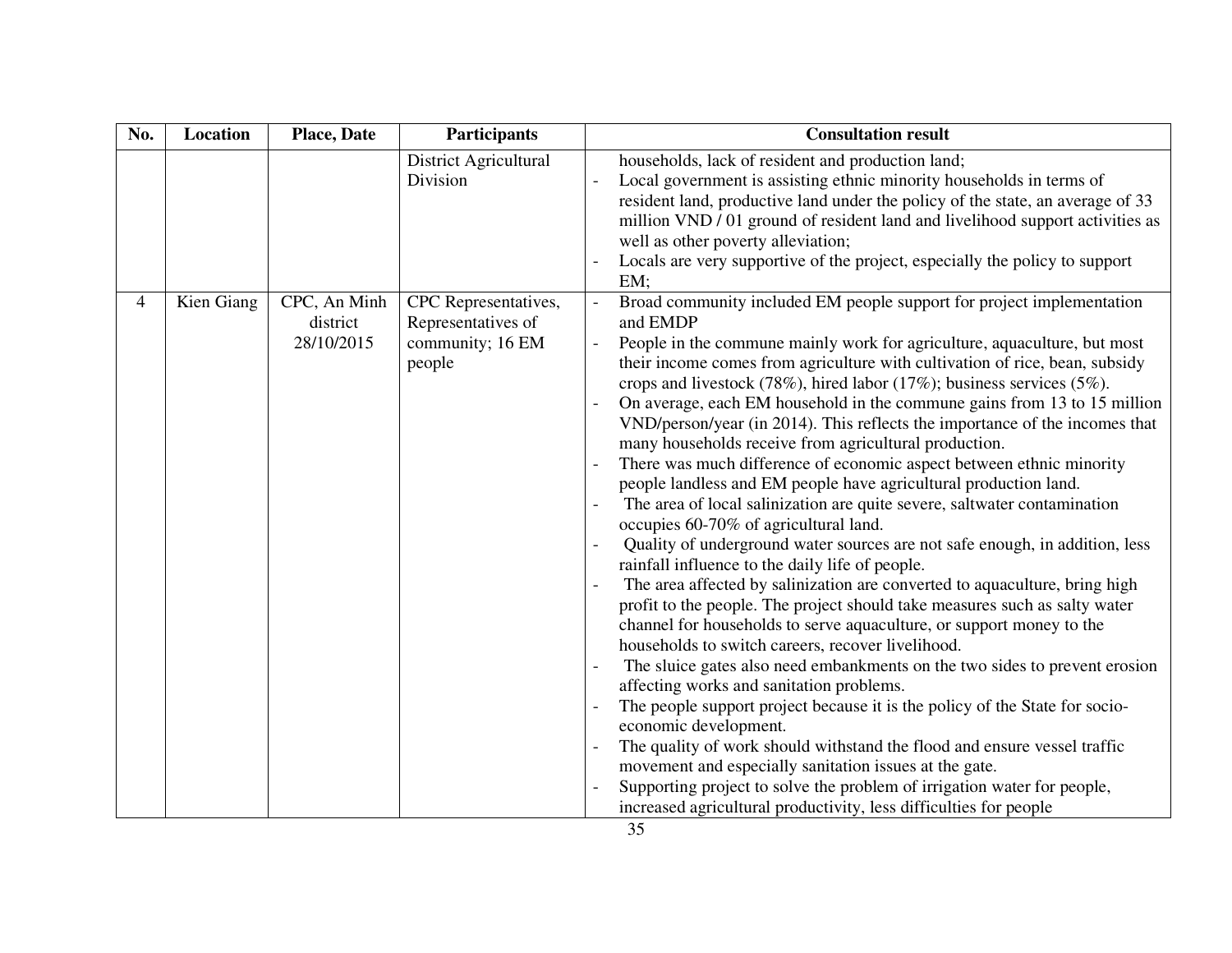| No. | Location | Place, Date | Participants | Consultation result |
|---|---|---|---|---|
| | | | District Agricultural Division | households, lack of resident and production land;<br>- Local government is assisting ethnic minority households in terms of resident land, productive land under the policy of the state, an average of 33 million VND / 01 ground of resident land and livelihood support activities as well as other poverty alleviation;<br>- Locals are very supportive of the project, especially the policy to support EM; |
| 4 | Kien Giang | CPC, An Minh district 28/10/2015 | CPC Representatives, Representatives of community; 16 EM people | - Broad community included EM people support for project implementation and EMDP<br>- People in the commune mainly work for agriculture, aquaculture, but most their income comes from agriculture with cultivation of rice, bean, subsidy crops and livestock (78%), hired labor (17%); business services (5%).<br>- On average, each EM household in the commune gains from 13 to 15 million VND/person/year (in 2014). This reflects the importance of the incomes that many households receive from agricultural production.<br>- There was much difference of economic aspect between ethnic minority people landless and EM people have agricultural production land.<br>- The area of local salinization are quite severe, saltwater contamination occupies 60-70% of agricultural land.<br>- Quality of underground water sources are not safe enough, in addition, less rainfall influence to the daily life of people.<br>- The area affected by salinization are converted to aquaculture, bring high profit to the people. The project should take measures such as salty water channel for households to serve aquaculture, or support money to the households to switch careers, recover livelihood.<br>- The sluice gates also need embankments on the two sides to prevent erosion affecting works and sanitation problems.<br>- The people support project because it is the policy of the State for socio-economic development.<br>- The quality of work should withstand the flood and ensure vessel traffic movement and especially sanitation issues at the gate.<br>- Supporting project to solve the problem of irrigation water for people, increased agricultural productivity, less difficulties for people |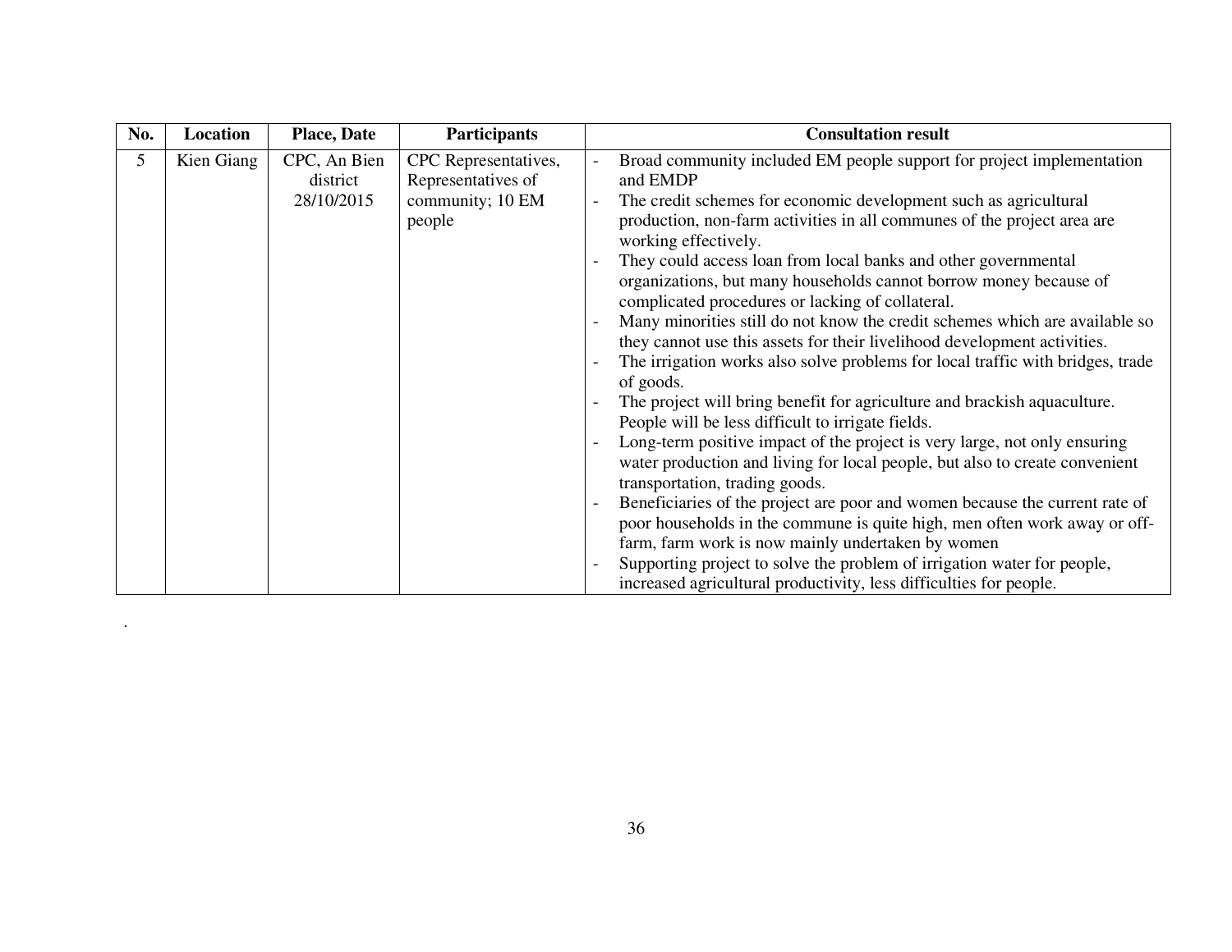| No. | Location | Place, Date | Participants | Consultation result |
|---|---|---|---|---|
| 5 | Kien Giang | CPC, An Bien district 28/10/2015 | CPC Representatives, Representatives of community; 10 EM people | - Broad community included EM people support for project implementation and EMDP<br>- The credit schemes for economic development such as agricultural production, non-farm activities in all communes of the project area are working effectively.<br>- They could access loan from local banks and other governmental organizations, but many households cannot borrow money because of complicated procedures or lacking of collateral.<br>- Many minorities still do not know the credit schemes which are available so they cannot use this assets for their livelihood development activities.<br>- The irrigation works also solve problems for local traffic with bridges, trade of goods.<br>- The project will bring benefit for agriculture and brackish aquaculture. People will be less difficult to irrigate fields.<br>- Long-term positive impact of the project is very large, not only ensuring water production and living for local people, but also to create convenient transportation, trading goods.<br>- Beneficiaries of the project are poor and women because the current rate of poor households in the commune is quite high, men often work away or off-farm, farm work is now mainly undertaken by women<br>- Supporting project to solve the problem of irrigation water for people, increased agricultural productivity, less difficulties for people. |

.